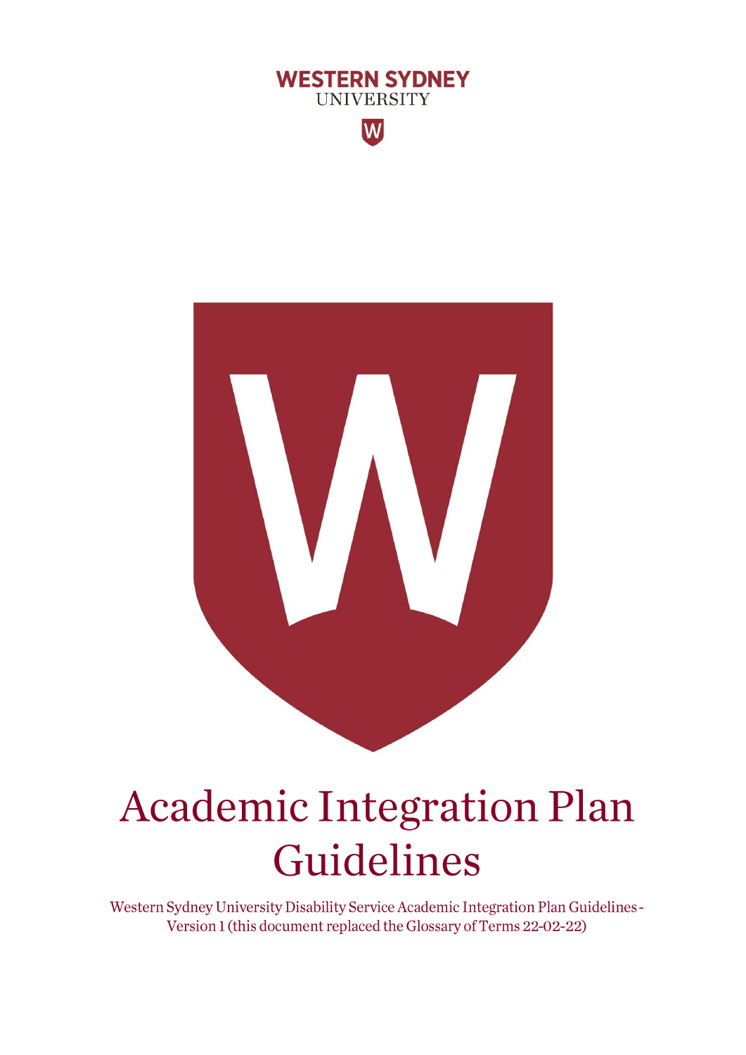WESTERN SYDNEY UNIVERSITY

# Academic Integration Plan Guidelines

Western Sydney University Disability Service Academic Integration Plan Guidelines - Version 1 (this document replaced the Glossary of Terms 22-02-22)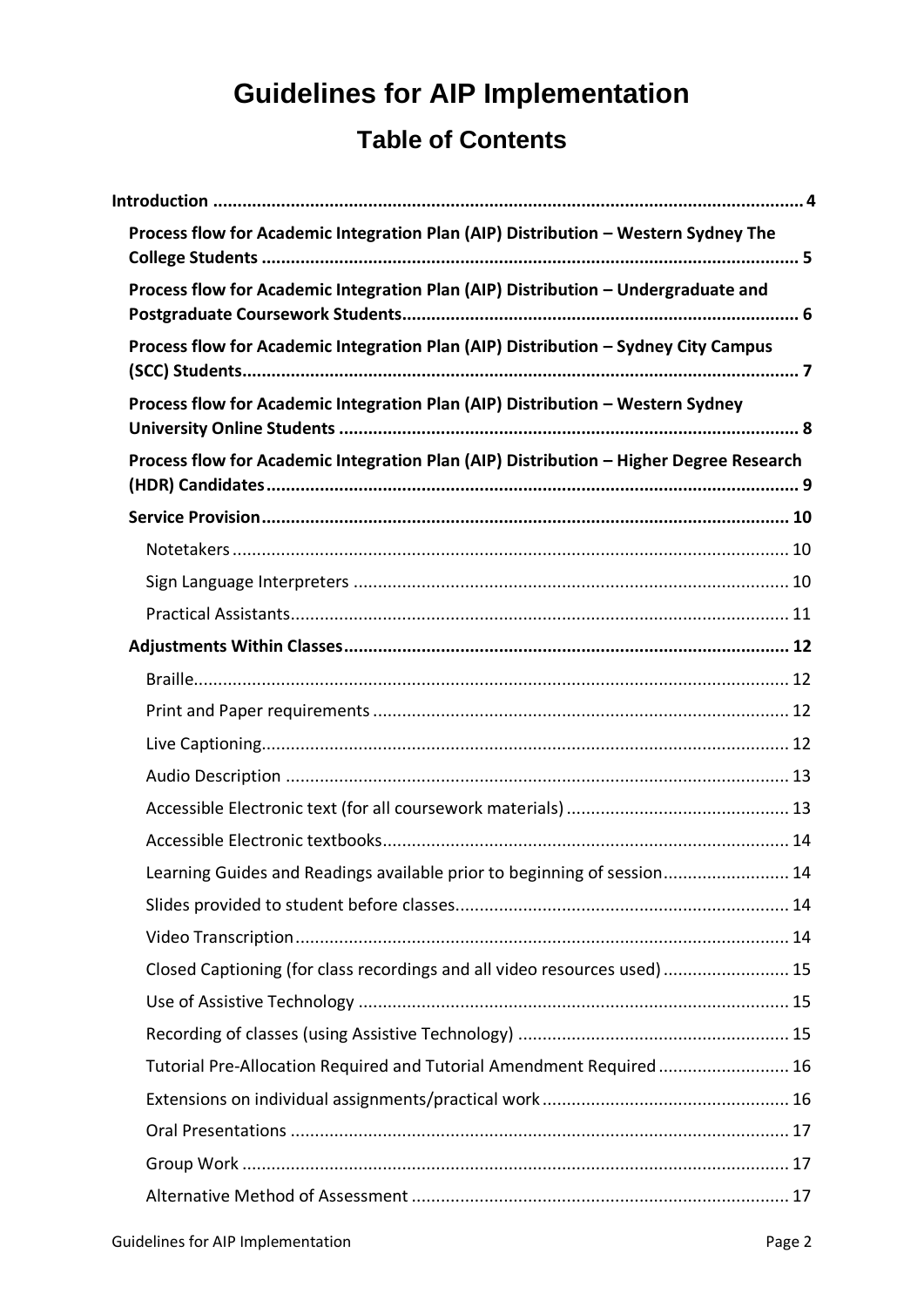# Guidelines for AIP Implementation

## Table of Contents

**Introduction** ... 4

- **Process flow for Academic Integration Plan (AIP) Distribution – Western Sydney The College Students** ... 5
- **Process flow for Academic Integration Plan (AIP) Distribution – Undergraduate and Postgraduate Coursework Students** ... 6
- **Process flow for Academic Integration Plan (AIP) Distribution – Sydney City Campus (SCC) Students** ... 7
- **Process flow for Academic Integration Plan (AIP) Distribution – Western Sydney University Online Students** ... 8
- **Process flow for Academic Integration Plan (AIP) Distribution – Higher Degree Research (HDR) Candidates** ... 9
- **Service Provision** ... 10
  - Notetakers ... 10
  - Sign Language Interpreters ... 10
  - Practical Assistants ... 11
- **Adjustments Within Classes** ... 12
  - Braille ... 12
  - Print and Paper requirements ... 12
  - Live Captioning ... 12
  - Audio Description ... 13
  - Accessible Electronic text (for all coursework materials) ... 13
  - Accessible Electronic textbooks ... 14
  - Learning Guides and Readings available prior to beginning of session ... 14
  - Slides provided to student before classes ... 14
  - Video Transcription ... 14
  - Closed Captioning (for class recordings and all video resources used) ... 15
  - Use of Assistive Technology ... 15
  - Recording of classes (using Assistive Technology) ... 15
  - Tutorial Pre-Allocation Required and Tutorial Amendment Required ... 16
  - Extensions on individual assignments/practical work ... 16
  - Oral Presentations ... 17
  - Group Work ... 17
  - Alternative Method of Assessment ... 17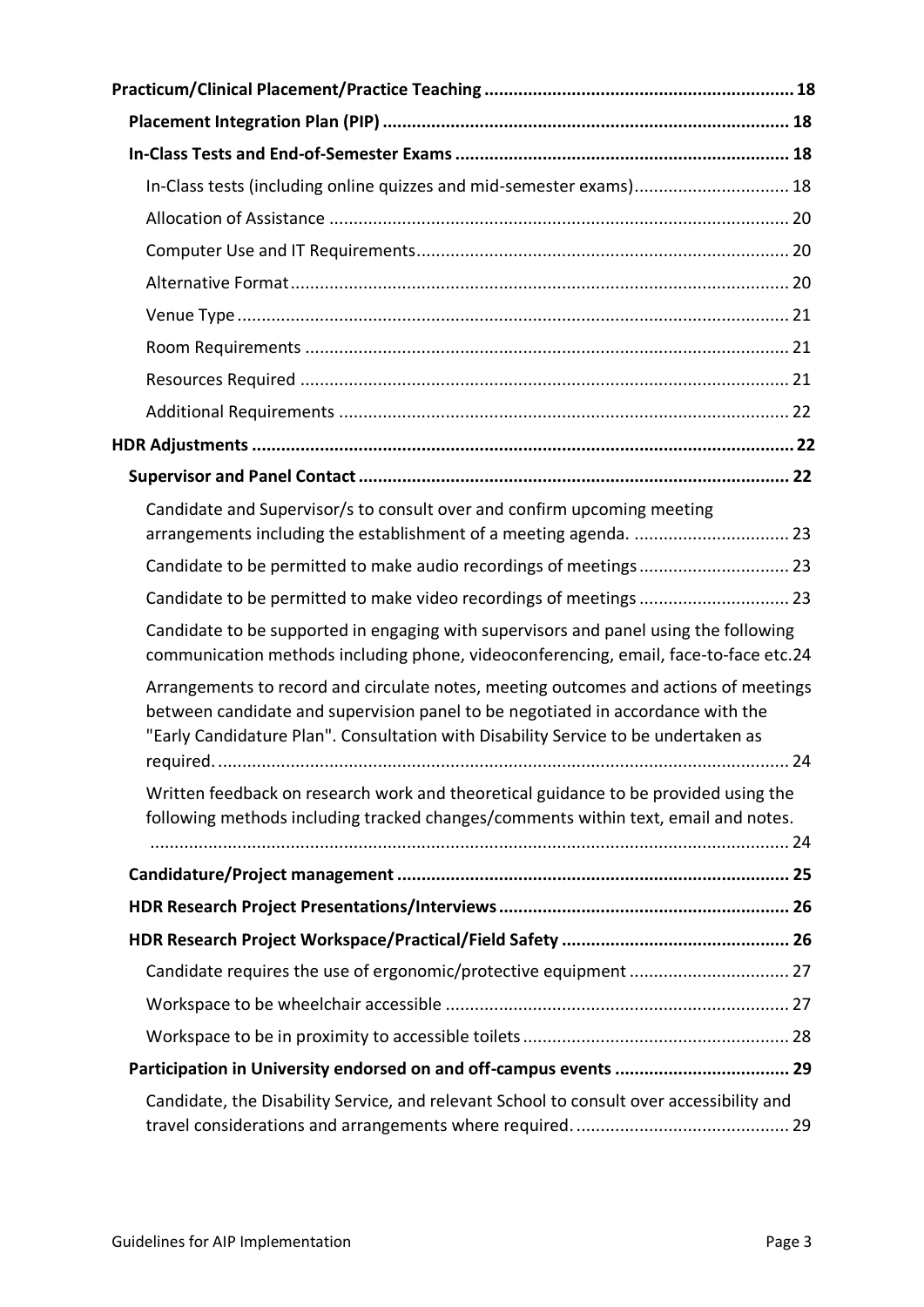**Practicum/Clinical Placement/Practice Teaching** ..... 18

- **Placement Integration Plan (PIP)** ..... 18
- **In-Class Tests and End-of-Semester Exams** ..... 18
  - In-Class tests (including online quizzes and mid-semester exams) ..... 18
  - Allocation of Assistance ..... 20
  - Computer Use and IT Requirements ..... 20
  - Alternative Format ..... 20
  - Venue Type ..... 21
  - Room Requirements ..... 21
  - Resources Required ..... 21
  - Additional Requirements ..... 22

**HDR Adjustments** ..... 22

- **Supervisor and Panel Contact** ..... 22
  - Candidate and Supervisor/s to consult over and confirm upcoming meeting arrangements including the establishment of a meeting agenda. ..... 23
  - Candidate to be permitted to make audio recordings of meetings ..... 23
  - Candidate to be permitted to make video recordings of meetings ..... 23
  - Candidate to be supported in engaging with supervisors and panel using the following communication methods including phone, videoconferencing, email, face-to-face etc. ..... 24
  - Arrangements to record and circulate notes, meeting outcomes and actions of meetings between candidate and supervision panel to be negotiated in accordance with the "Early Candidature Plan". Consultation with Disability Service to be undertaken as required. ..... 24
  - Written feedback on research work and theoretical guidance to be provided using the following methods including tracked changes/comments within text, email and notes. ..... 24
- **Candidature/Project management** ..... 25
- **HDR Research Project Presentations/Interviews** ..... 26
- **HDR Research Project Workspace/Practical/Field Safety** ..... 26
  - Candidate requires the use of ergonomic/protective equipment ..... 27
  - Workspace to be wheelchair accessible ..... 27
  - Workspace to be in proximity to accessible toilets ..... 28
- **Participation in University endorsed on and off-campus events** ..... 29
  - Candidate, the Disability Service, and relevant School to consult over accessibility and travel considerations and arrangements where required. ..... 29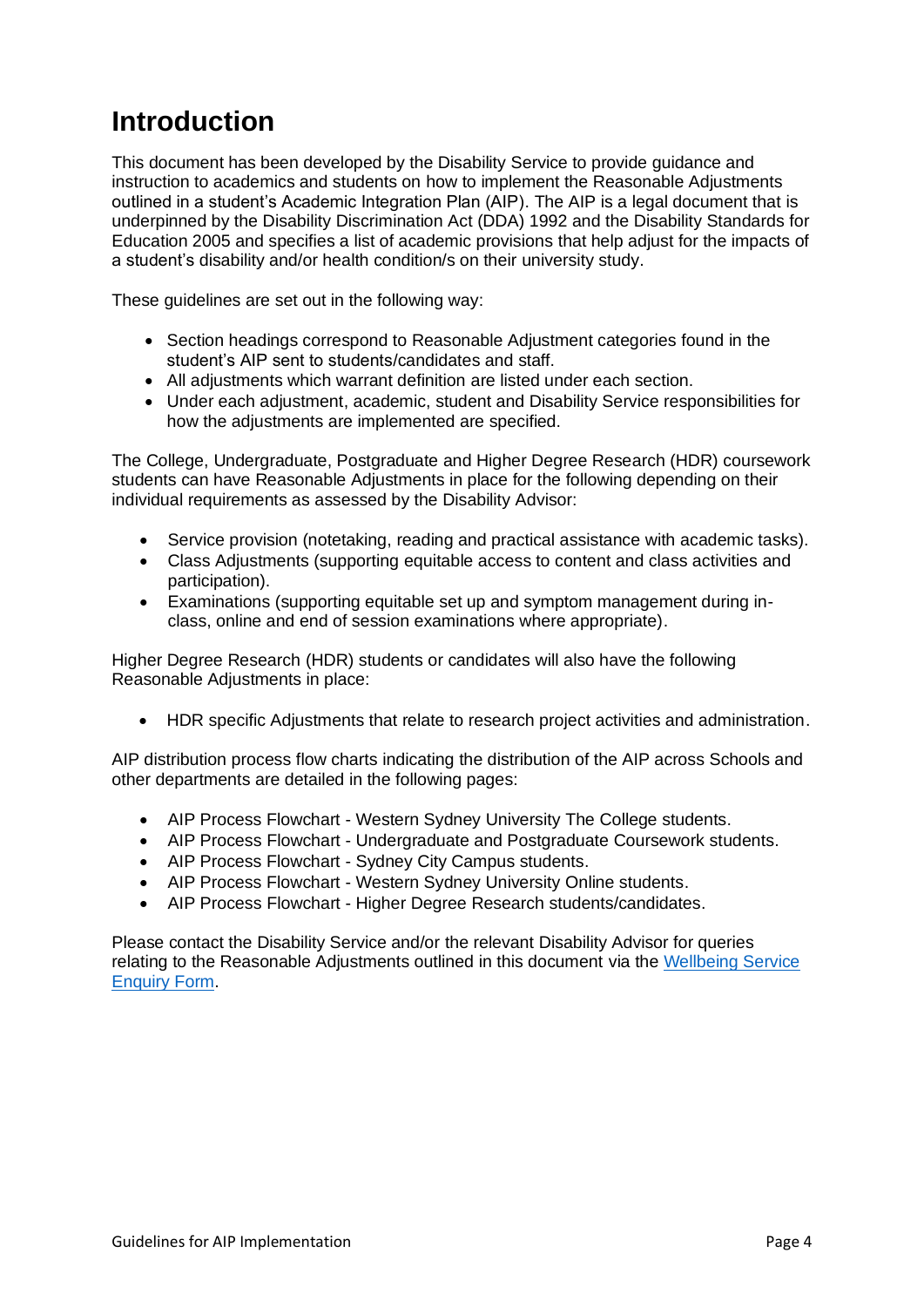# Introduction

This document has been developed by the Disability Service to provide guidance and instruction to academics and students on how to implement the Reasonable Adjustments outlined in a student's Academic Integration Plan (AIP). The AIP is a legal document that is underpinned by the Disability Discrimination Act (DDA) 1992 and the Disability Standards for Education 2005 and specifies a list of academic provisions that help adjust for the impacts of a student's disability and/or health condition/s on their university study.

These guidelines are set out in the following way:

- Section headings correspond to Reasonable Adjustment categories found in the student's AIP sent to students/candidates and staff.
- All adjustments which warrant definition are listed under each section.
- Under each adjustment, academic, student and Disability Service responsibilities for how the adjustments are implemented are specified.

The College, Undergraduate, Postgraduate and Higher Degree Research (HDR) coursework students can have Reasonable Adjustments in place for the following depending on their individual requirements as assessed by the Disability Advisor:

- Service provision (notetaking, reading and practical assistance with academic tasks).
- Class Adjustments (supporting equitable access to content and class activities and participation).
- Examinations (supporting equitable set up and symptom management during in-class, online and end of session examinations where appropriate).

Higher Degree Research (HDR) students or candidates will also have the following Reasonable Adjustments in place:

- HDR specific Adjustments that relate to research project activities and administration.

AIP distribution process flow charts indicating the distribution of the AIP across Schools and other departments are detailed in the following pages:

- AIP Process Flowchart - Western Sydney University The College students.
- AIP Process Flowchart - Undergraduate and Postgraduate Coursework students.
- AIP Process Flowchart - Sydney City Campus students.
- AIP Process Flowchart - Western Sydney University Online students.
- AIP Process Flowchart - Higher Degree Research students/candidates.

Please contact the Disability Service and/or the relevant Disability Advisor for queries relating to the Reasonable Adjustments outlined in this document via the [Wellbeing Service Enquiry Form](#).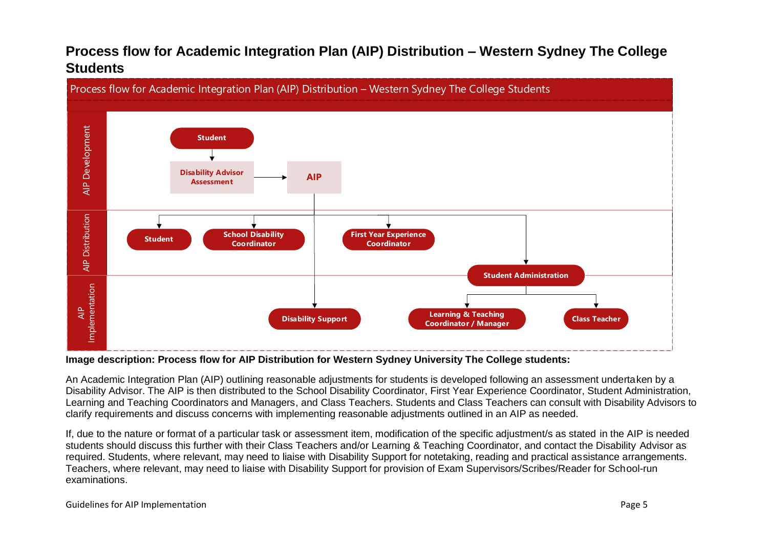## Process flow for Academic Integration Plan (AIP) Distribution – Western Sydney The College Students

Process flow for Academic Integration Plan (AIP) Distribution – Western Sydney The College Students

AIP Development

Student

Disability Advisor Assessment

AIP

AIP Distribution

Student

School Disability Coordinator

First Year Experience Coordinator

Student Administration

AIP Implementation

Disability Support

Learning & Teaching Coordinator / Manager

Class Teacher

**Image description: Process flow for AIP Distribution for Western Sydney University The College students:**

An Academic Integration Plan (AIP) outlining reasonable adjustments for students is developed following an assessment undertaken by a Disability Advisor. The AIP is then distributed to the School Disability Coordinator, First Year Experience Coordinator, Student Administration, Learning and Teaching Coordinators and Managers, and Class Teachers. Students and Class Teachers can consult with Disability Advisors to clarify requirements and discuss concerns with implementing reasonable adjustments outlined in an AIP as needed.

If, due to the nature or format of a particular task or assessment item, modification of the specific adjustment/s as stated in the AIP is needed students should discuss this further with their Class Teachers and/or Learning & Teaching Coordinator, and contact the Disability Advisor as required. Students, where relevant, may need to liaise with Disability Support for notetaking, reading and practical assistance arrangements. Teachers, where relevant, may need to liaise with Disability Support for provision of Exam Supervisors/Scribes/Reader for School-run examinations.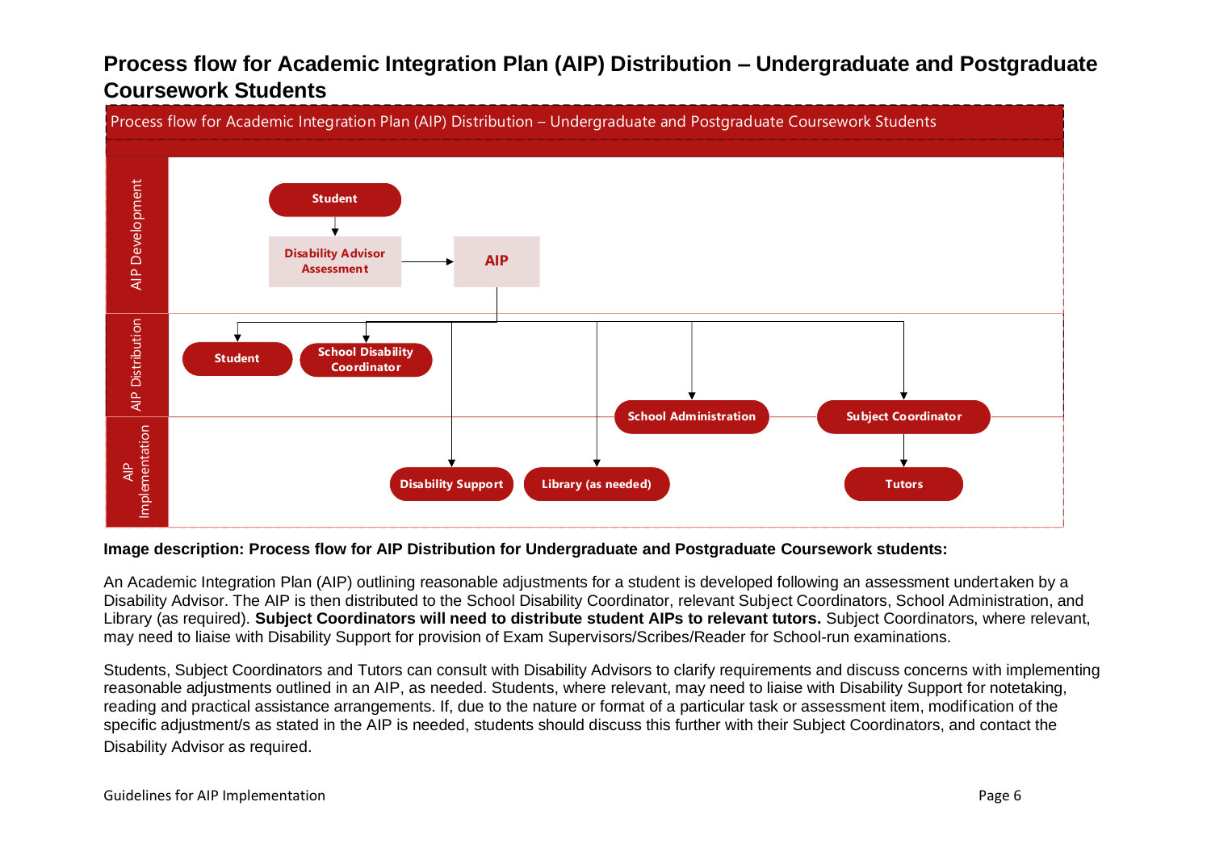# Process flow for Academic Integration Plan (AIP) Distribution – Undergraduate and Postgraduate Coursework Students

Process flow for Academic Integration Plan (AIP) Distribution – Undergraduate and Postgraduate Coursework Students

**AIP Development**

- Student → Disability Advisor Assessment → AIP

**AIP Distribution**

- Student
- School Disability Coordinator
- School Administration
- Subject Coordinator

**AIP Implementation**

- Disability Support
- Library (as needed)
- Tutors (via Subject Coordinator)

**Image description: Process flow for AIP Distribution for Undergraduate and Postgraduate Coursework students:**

An Academic Integration Plan (AIP) outlining reasonable adjustments for a student is developed following an assessment undertaken by a Disability Advisor. The AIP is then distributed to the School Disability Coordinator, relevant Subject Coordinators, School Administration, and Library (as required). **Subject Coordinators will need to distribute student AIPs to relevant tutors.** Subject Coordinators, where relevant, may need to liaise with Disability Support for provision of Exam Supervisors/Scribes/Reader for School-run examinations.

Students, Subject Coordinators and Tutors can consult with Disability Advisors to clarify requirements and discuss concerns with implementing reasonable adjustments outlined in an AIP, as needed. Students, where relevant, may need to liaise with Disability Support for notetaking, reading and practical assistance arrangements. If, due to the nature or format of a particular task or assessment item, modification of the specific adjustment/s as stated in the AIP is needed, students should discuss this further with their Subject Coordinators, and contact the Disability Advisor as required.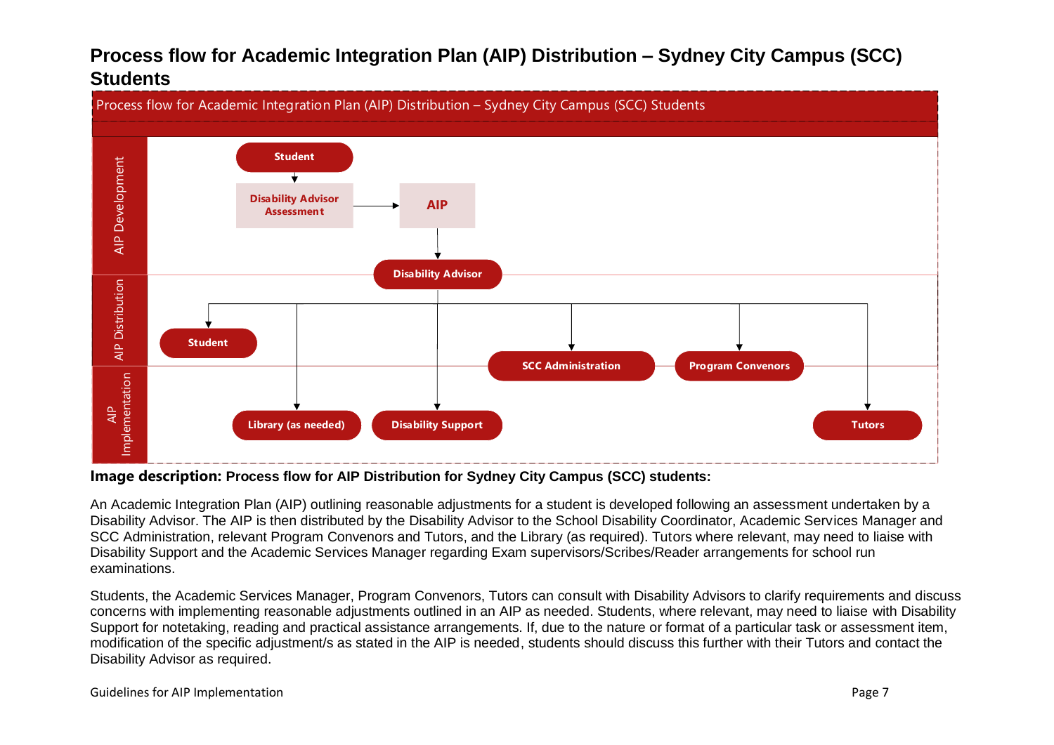# Process flow for Academic Integration Plan (AIP) Distribution – Sydney City Campus (SCC) Students

Process flow for Academic Integration Plan (AIP) Distribution – Sydney City Campus (SCC) Students

AIP Development

Student

Disability Advisor Assessment

AIP

Disability Advisor

AIP Distribution

Student

SCC Administration

Program Convenors

AIP Implementation

Library (as needed)

Disability Support

Tutors

**Image description:** **Process flow for AIP Distribution for Sydney City Campus (SCC) students:**

An Academic Integration Plan (AIP) outlining reasonable adjustments for a student is developed following an assessment undertaken by a Disability Advisor. The AIP is then distributed by the Disability Advisor to the School Disability Coordinator, Academic Services Manager and SCC Administration, relevant Program Convenors and Tutors, and the Library (as required). Tutors where relevant, may need to liaise with Disability Support and the Academic Services Manager regarding Exam supervisors/Scribes/Reader arrangements for school run examinations.

Students, the Academic Services Manager, Program Convenors, Tutors can consult with Disability Advisors to clarify requirements and discuss concerns with implementing reasonable adjustments outlined in an AIP as needed. Students, where relevant, may need to liaise with Disability Support for notetaking, reading and practical assistance arrangements. If, due to the nature or format of a particular task or assessment item, modification of the specific adjustment/s as stated in the AIP is needed, students should discuss this further with their Tutors and contact the Disability Advisor as required.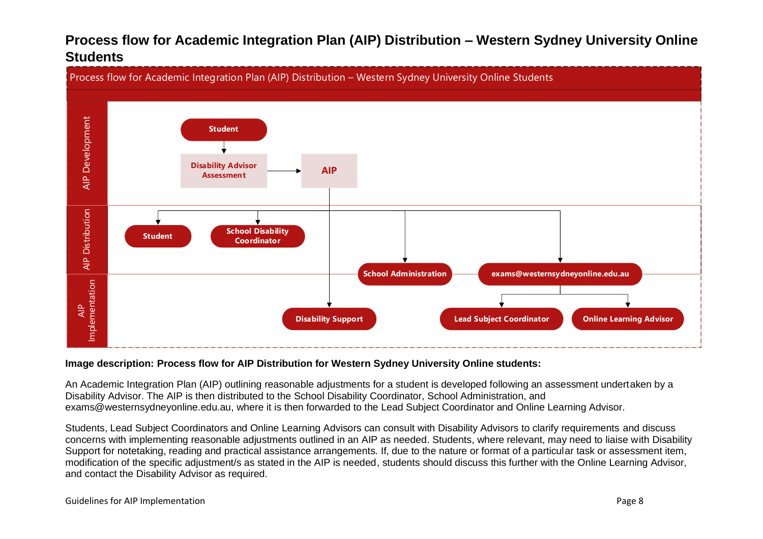# Process flow for Academic Integration Plan (AIP) Distribution – Western Sydney University Online Students

Process flow for Academic Integration Plan (AIP) Distribution – Western Sydney University Online Students

AIP Development

Student

Disability Advisor Assessment

AIP

AIP Distribution

Student

School Disability Coordinator

School Administration

exams@westernsydneyonline.edu.au

AIP Implementation

Disability Support

Lead Subject Coordinator

Online Learning Advisor

**Image description: Process flow for AIP Distribution for Western Sydney University Online students:**

An Academic Integration Plan (AIP) outlining reasonable adjustments for a student is developed following an assessment undertaken by a Disability Advisor. The AIP is then distributed to the School Disability Coordinator, School Administration, and exams@westernsydneyonline.edu.au, where it is then forwarded to the Lead Subject Coordinator and Online Learning Advisor.

Students, Lead Subject Coordinators and Online Learning Advisors can consult with Disability Advisors to clarify requirements and discuss concerns with implementing reasonable adjustments outlined in an AIP as needed. Students, where relevant, may need to liaise with Disability Support for notetaking, reading and practical assistance arrangements. If, due to the nature or format of a particular task or assessment item, modification of the specific adjustment/s as stated in the AIP is needed, students should discuss this further with the Online Learning Advisor, and contact the Disability Advisor as required.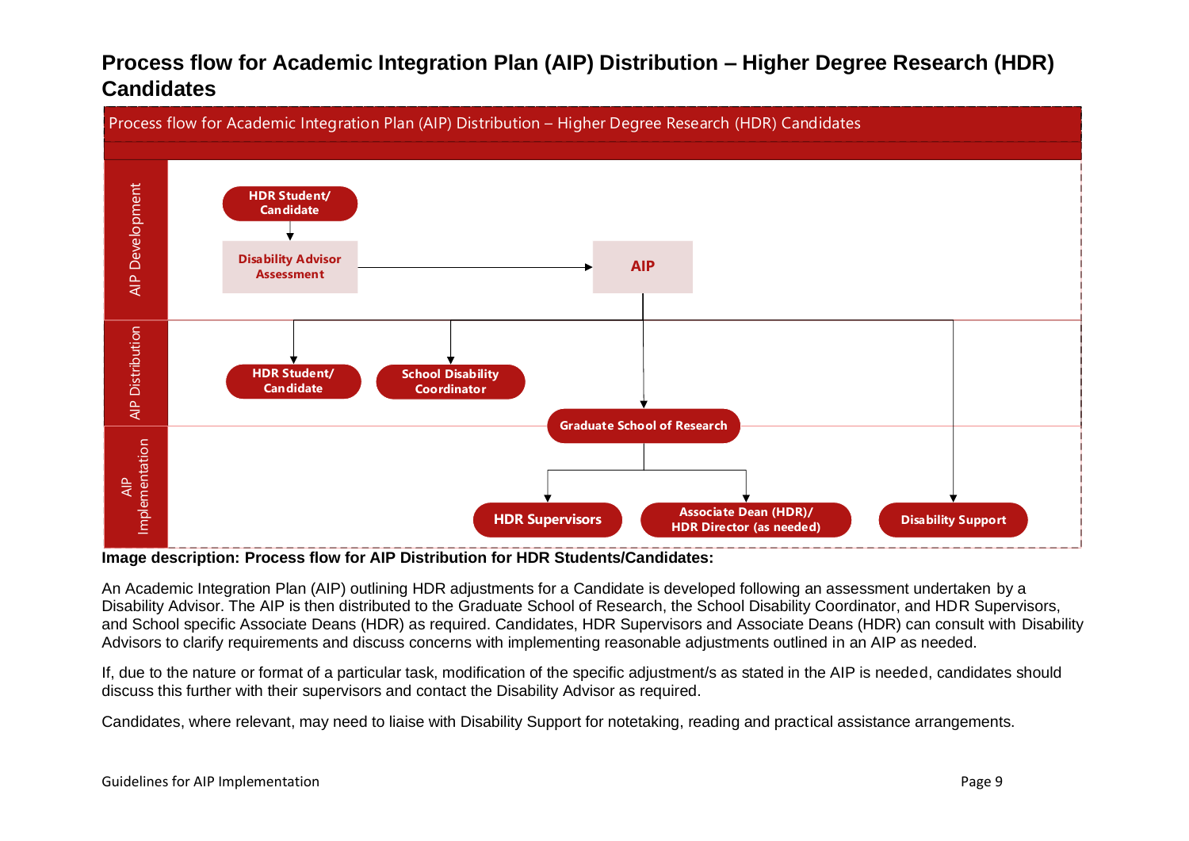# Process flow for Academic Integration Plan (AIP) Distribution – Higher Degree Research (HDR) Candidates

Process flow for Academic Integration Plan (AIP) Distribution – Higher Degree Research (HDR) Candidates

**AIP Development**

- HDR Student/ Candidate → Disability Advisor Assessment → AIP

**AIP Distribution**

- AIP → HDR Student/ Candidate
- AIP → School Disability Coordinator
- AIP → Graduate School of Research
- AIP → Disability Support

**AIP Implementation**

- Graduate School of Research → HDR Supervisors
- Graduate School of Research → Associate Dean (HDR)/ HDR Director (as needed)
- Disability Support

**Image description: Process flow for AIP Distribution for HDR Students/Candidates:**

An Academic Integration Plan (AIP) outlining HDR adjustments for a Candidate is developed following an assessment undertaken by a Disability Advisor. The AIP is then distributed to the Graduate School of Research, the School Disability Coordinator, and HDR Supervisors, and School specific Associate Deans (HDR) as required. Candidates, HDR Supervisors and Associate Deans (HDR) can consult with Disability Advisors to clarify requirements and discuss concerns with implementing reasonable adjustments outlined in an AIP as needed.

If, due to the nature or format of a particular task, modification of the specific adjustment/s as stated in the AIP is needed, candidates should discuss this further with their supervisors and contact the Disability Advisor as required.

Candidates, where relevant, may need to liaise with Disability Support for notetaking, reading and practical assistance arrangements.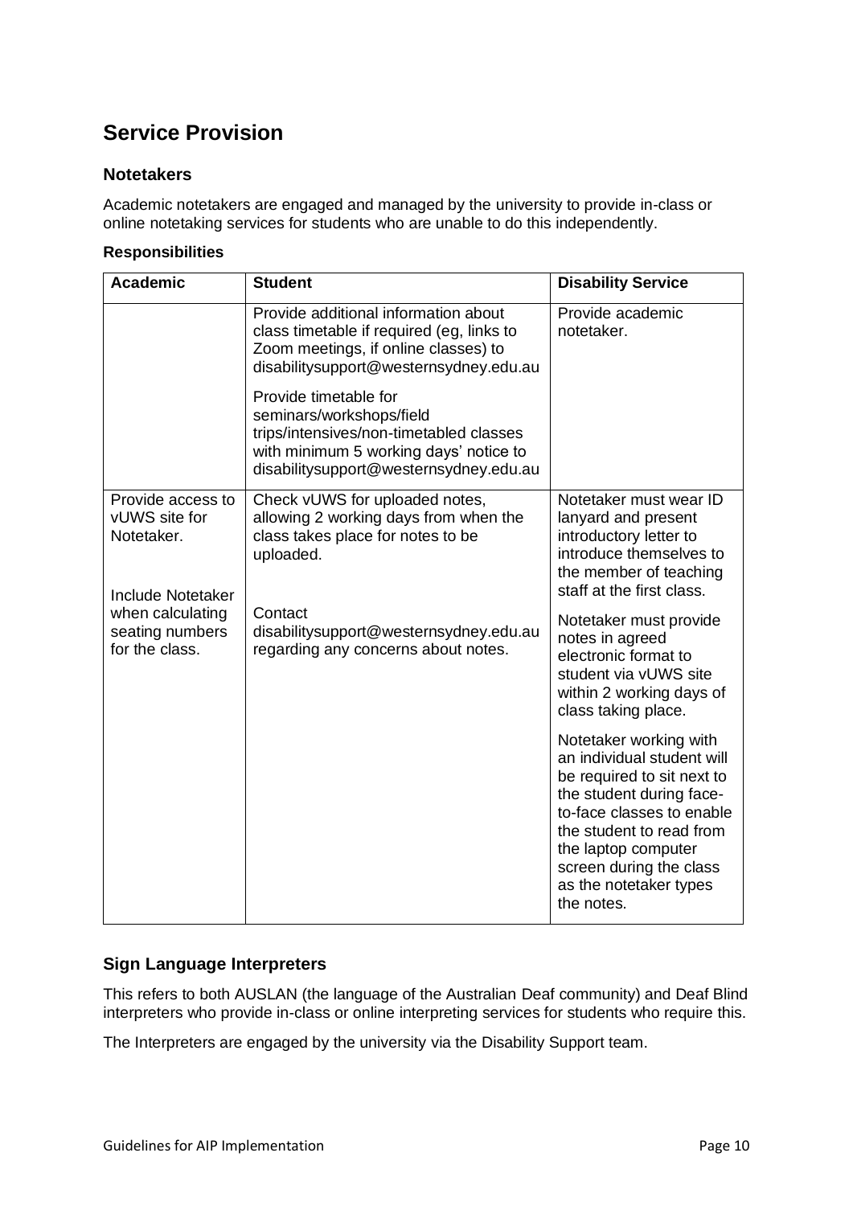## Service Provision

### Notetakers

Academic notetakers are engaged and managed by the university to provide in-class or online notetaking services for students who are unable to do this independently.

**Responsibilities**

| Academic | Student | Disability Service |
|---|---|---|
| | Provide additional information about class timetable if required (eg, links to Zoom meetings, if online classes) to disabilitysupport@westernsydney.edu.au<br><br>Provide timetable for seminars/workshops/field trips/intensives/non-timetabled classes with minimum 5 working days' notice to disabilitysupport@westernsydney.edu.au | Provide academic notetaker. |
| Provide access to vUWS site for Notetaker.<br><br>Include Notetaker when calculating seating numbers for the class. | Check vUWS for uploaded notes, allowing 2 working days from when the class takes place for notes to be uploaded.<br><br>Contact disabilitysupport@westernsydney.edu.au regarding any concerns about notes. | Notetaker must wear ID lanyard and present introductory letter to introduce themselves to the member of teaching staff at the first class.<br><br>Notetaker must provide notes in agreed electronic format to student via vUWS site within 2 working days of class taking place.<br><br>Notetaker working with an individual student will be required to sit next to the student during face-to-face classes to enable the student to read from the laptop computer screen during the class as the notetaker types the notes. |

### Sign Language Interpreters

This refers to both AUSLAN (the language of the Australian Deaf community) and Deaf Blind interpreters who provide in-class or online interpreting services for students who require this.

The Interpreters are engaged by the university via the Disability Support team.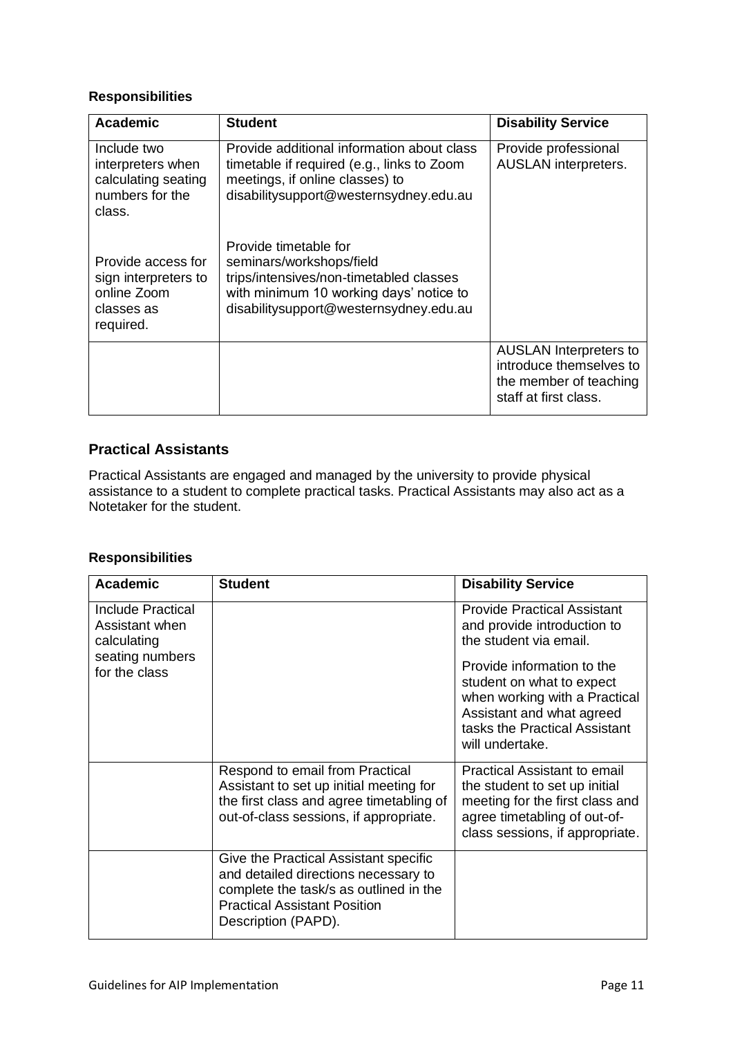**Responsibilities**

| Academic | Student | Disability Service |
|---|---|---|
| Include two interpreters when calculating seating numbers for the class.<br><br>Provide access for sign interpreters to online Zoom classes as required. | Provide additional information about class timetable if required (e.g., links to Zoom meetings, if online classes) to disabilitysupport@westernsydney.edu.au<br><br>Provide timetable for seminars/workshops/field trips/intensives/non-timetabled classes with minimum 10 working days' notice to disabilitysupport@westernsydney.edu.au | Provide professional AUSLAN interpreters. |
| | | AUSLAN Interpreters to introduce themselves to the member of teaching staff at first class. |

## Practical Assistants

Practical Assistants are engaged and managed by the university to provide physical assistance to a student to complete practical tasks. Practical Assistants may also act as a Notetaker for the student.

**Responsibilities**

| Academic | Student | Disability Service |
|---|---|---|
| Include Practical Assistant when calculating seating numbers for the class | | Provide Practical Assistant and provide introduction to the student via email.<br><br>Provide information to the student on what to expect when working with a Practical Assistant and what agreed tasks the Practical Assistant will undertake. |
| | Respond to email from Practical Assistant to set up initial meeting for the first class and agree timetabling of out-of-class sessions, if appropriate. | Practical Assistant to email the student to set up initial meeting for the first class and agree timetabling of out-of-class sessions, if appropriate. |
| | Give the Practical Assistant specific and detailed directions necessary to complete the task/s as outlined in the Practical Assistant Position Description (PAPD). | |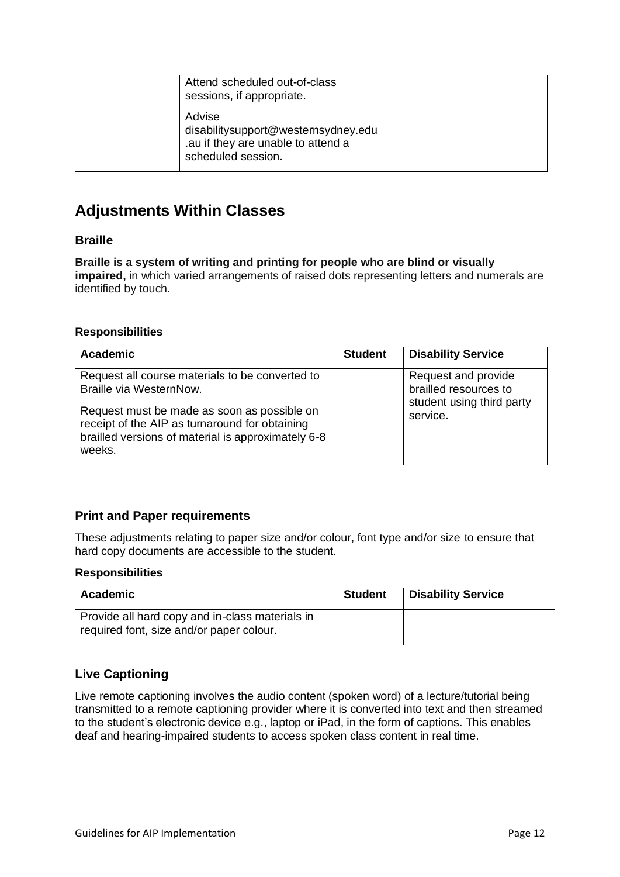| | Attend scheduled out-of-class sessions, if appropriate.<br><br>Advise disabilitysupport@westernsydney.edu.au if they are unable to attend a scheduled session. | |
|---|---|---|

## Adjustments Within Classes

### Braille

**Braille is a system of writing and printing for people who are blind or visually impaired,** in which varied arrangements of raised dots representing letters and numerals are identified by touch.

#### Responsibilities

| Academic | Student | Disability Service |
|---|---|---|
| Request all course materials to be converted to Braille via WesternNow.<br><br>Request must be made as soon as possible on receipt of the AIP as turnaround for obtaining brailled versions of material is approximately 6-8 weeks. | | Request and provide brailled resources to student using third party service. |

### Print and Paper requirements

These adjustments relating to paper size and/or colour, font type and/or size to ensure that hard copy documents are accessible to the student.

#### Responsibilities

| Academic | Student | Disability Service |
|---|---|---|
| Provide all hard copy and in-class materials in required font, size and/or paper colour. | | |

### Live Captioning

Live remote captioning involves the audio content (spoken word) of a lecture/tutorial being transmitted to a remote captioning provider where it is converted into text and then streamed to the student's electronic device e.g., laptop or iPad, in the form of captions. This enables deaf and hearing-impaired students to access spoken class content in real time.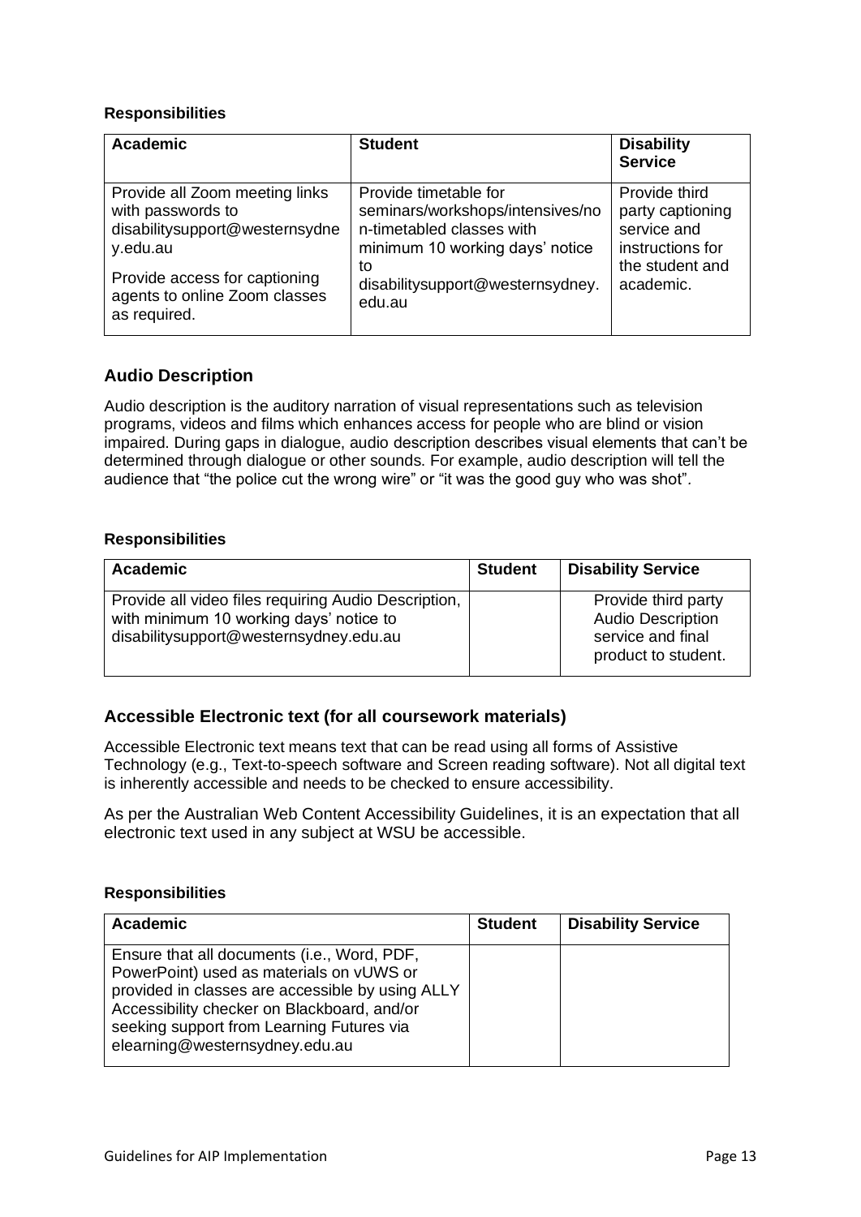**Responsibilities**

| Academic | Student | Disability Service |
|---|---|---|
| Provide all Zoom meeting links with passwords to disabilitysupport@westernsydney.edu.au<br><br>Provide access for captioning agents to online Zoom classes as required. | Provide timetable for seminars/workshops/intensives/non-timetabled classes with minimum 10 working days' notice to disabilitysupport@westernsydney.edu.au | Provide third party captioning service and instructions for the student and academic. |

## Audio Description

Audio description is the auditory narration of visual representations such as television programs, videos and films which enhances access for people who are blind or vision impaired. During gaps in dialogue, audio description describes visual elements that can't be determined through dialogue or other sounds. For example, audio description will tell the audience that "the police cut the wrong wire" or "it was the good guy who was shot".

**Responsibilities**

| Academic | Student | Disability Service |
|---|---|---|
| Provide all video files requiring Audio Description, with minimum 10 working days' notice to disabilitysupport@westernsydney.edu.au | | Provide third party Audio Description service and final product to student. |

## Accessible Electronic text (for all coursework materials)

Accessible Electronic text means text that can be read using all forms of Assistive Technology (e.g., Text-to-speech software and Screen reading software). Not all digital text is inherently accessible and needs to be checked to ensure accessibility.

As per the Australian Web Content Accessibility Guidelines, it is an expectation that all electronic text used in any subject at WSU be accessible.

**Responsibilities**

| Academic | Student | Disability Service |
|---|---|---|
| Ensure that all documents (i.e., Word, PDF, PowerPoint) used as materials on vUWS or provided in classes are accessible by using ALLY Accessibility checker on Blackboard, and/or seeking support from Learning Futures via elearning@westernsydney.edu.au | | |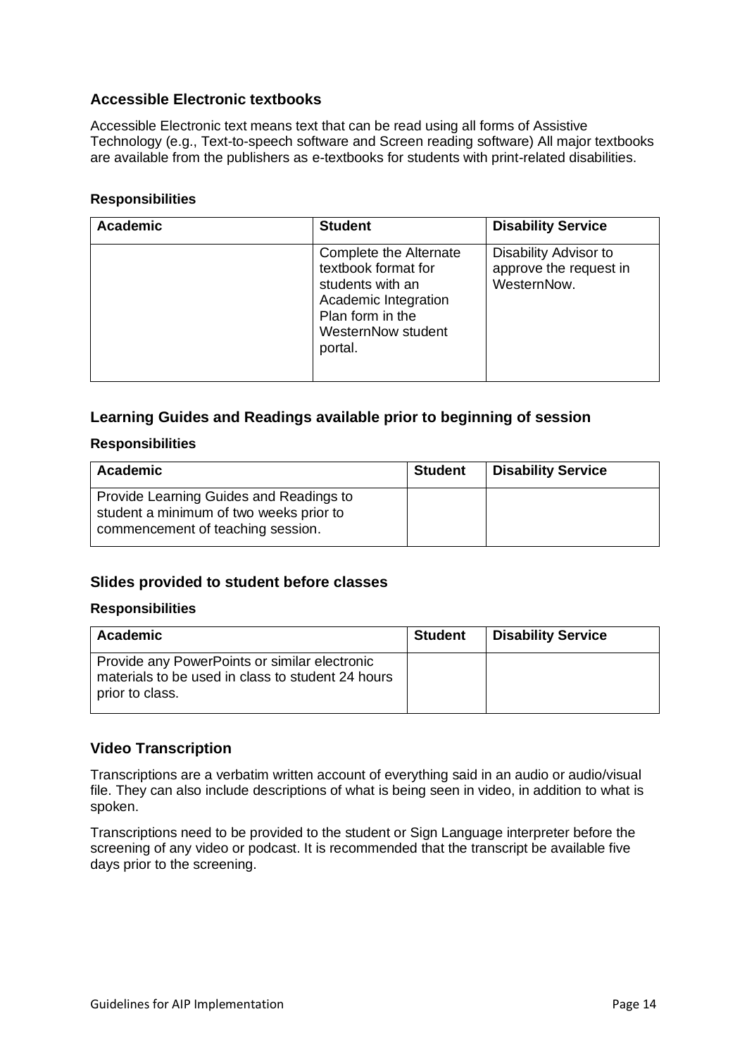## Accessible Electronic textbooks

Accessible Electronic text means text that can be read using all forms of Assistive Technology (e.g., Text-to-speech software and Screen reading software) All major textbooks are available from the publishers as e-textbooks for students with print-related disabilities.

**Responsibilities**

| Academic | Student | Disability Service |
|---|---|---|
| | Complete the Alternate textbook format for students with an Academic Integration Plan form in the WesternNow student portal. | Disability Advisor to approve the request in WesternNow. |

## Learning Guides and Readings available prior to beginning of session

**Responsibilities**

| Academic | Student | Disability Service |
|---|---|---|
| Provide Learning Guides and Readings to student a minimum of two weeks prior to commencement of teaching session. | | |

## Slides provided to student before classes

**Responsibilities**

| Academic | Student | Disability Service |
|---|---|---|
| Provide any PowerPoints or similar electronic materials to be used in class to student 24 hours prior to class. | | |

## Video Transcription

Transcriptions are a verbatim written account of everything said in an audio or audio/visual file. They can also include descriptions of what is being seen in video, in addition to what is spoken.

Transcriptions need to be provided to the student or Sign Language interpreter before the screening of any video or podcast. It is recommended that the transcript be available five days prior to the screening.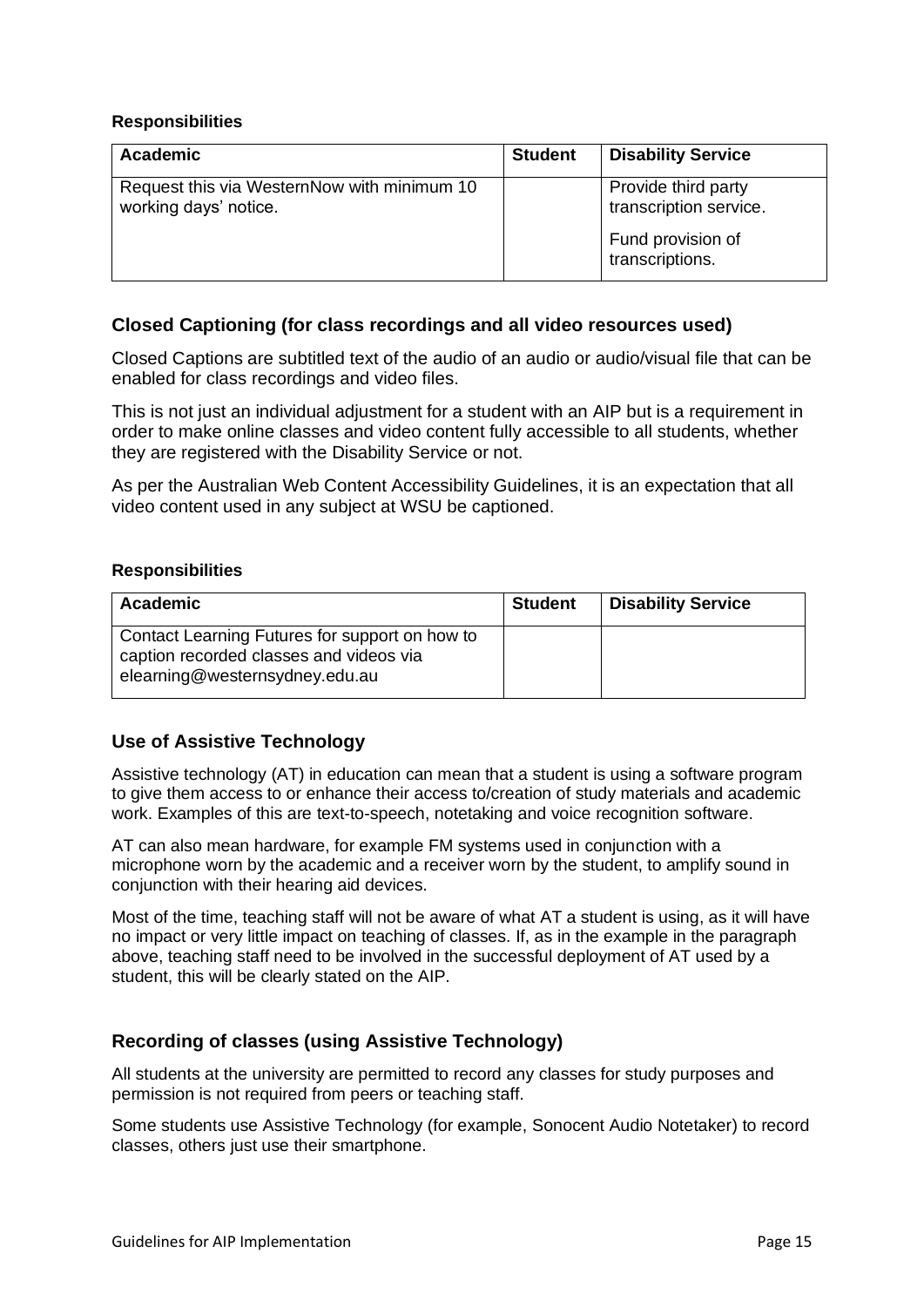**Responsibilities**

| Academic | Student | Disability Service |
|---|---|---|
| Request this via WesternNow with minimum 10 working days' notice. | | Provide third party transcription service.<br><br>Fund provision of transcriptions. |

## Closed Captioning (for class recordings and all video resources used)

Closed Captions are subtitled text of the audio of an audio or audio/visual file that can be enabled for class recordings and video files.

This is not just an individual adjustment for a student with an AIP but is a requirement in order to make online classes and video content fully accessible to all students, whether they are registered with the Disability Service or not.

As per the Australian Web Content Accessibility Guidelines, it is an expectation that all video content used in any subject at WSU be captioned.

**Responsibilities**

| Academic | Student | Disability Service |
|---|---|---|
| Contact Learning Futures for support on how to caption recorded classes and videos via elearning@westernsydney.edu.au | | |

## Use of Assistive Technology

Assistive technology (AT) in education can mean that a student is using a software program to give them access to or enhance their access to/creation of study materials and academic work. Examples of this are text-to-speech, notetaking and voice recognition software.

AT can also mean hardware, for example FM systems used in conjunction with a microphone worn by the academic and a receiver worn by the student, to amplify sound in conjunction with their hearing aid devices.

Most of the time, teaching staff will not be aware of what AT a student is using, as it will have no impact or very little impact on teaching of classes. If, as in the example in the paragraph above, teaching staff need to be involved in the successful deployment of AT used by a student, this will be clearly stated on the AIP.

## Recording of classes (using Assistive Technology)

All students at the university are permitted to record any classes for study purposes and permission is not required from peers or teaching staff.

Some students use Assistive Technology (for example, Sonocent Audio Notetaker) to record classes, others just use their smartphone.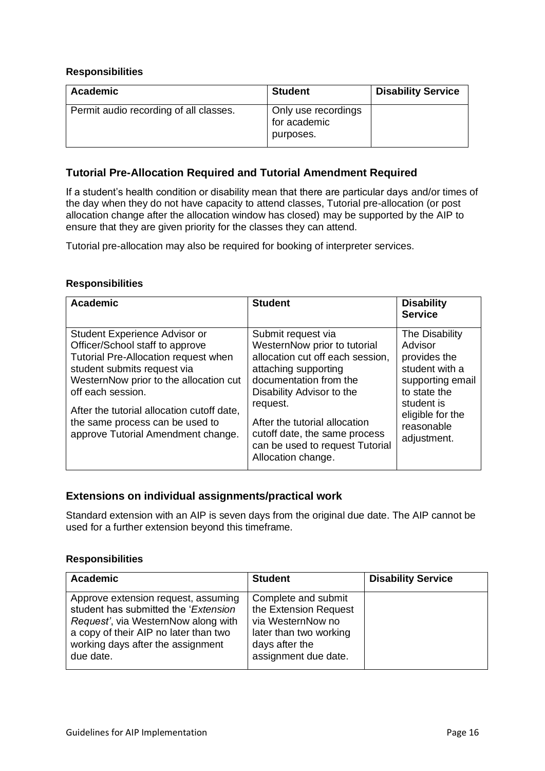**Responsibilities**

| Academic | Student | Disability Service |
|---|---|---|
| Permit audio recording of all classes. | Only use recordings for academic purposes. | |

## Tutorial Pre-Allocation Required and Tutorial Amendment Required

If a student's health condition or disability mean that there are particular days and/or times of the day when they do not have capacity to attend classes, Tutorial pre-allocation (or post allocation change after the allocation window has closed) may be supported by the AIP to ensure that they are given priority for the classes they can attend.

Tutorial pre-allocation may also be required for booking of interpreter services.

**Responsibilities**

| Academic | Student | Disability Service |
|---|---|---|
| Student Experience Advisor or Officer/School staff to approve Tutorial Pre-Allocation request when student submits request via WesternNow prior to the allocation cut off each session.<br><br>After the tutorial allocation cutoff date, the same process can be used to approve Tutorial Amendment change. | Submit request via WesternNow prior to tutorial allocation cut off each session, attaching supporting documentation from the Disability Advisor to the request.<br><br>After the tutorial allocation cutoff date, the same process can be used to request Tutorial Allocation change. | The Disability Advisor provides the student with a supporting email to state the student is eligible for the reasonable adjustment. |

## Extensions on individual assignments/practical work

Standard extension with an AIP is seven days from the original due date. The AIP cannot be used for a further extension beyond this timeframe.

**Responsibilities**

| Academic | Student | Disability Service |
|---|---|---|
| Approve extension request, assuming student has submitted the '*Extension Request'*, via WesternNow along with a copy of their AIP no later than two working days after the assignment due date. | Complete and submit the Extension Request via WesternNow no later than two working days after the assignment due date. | |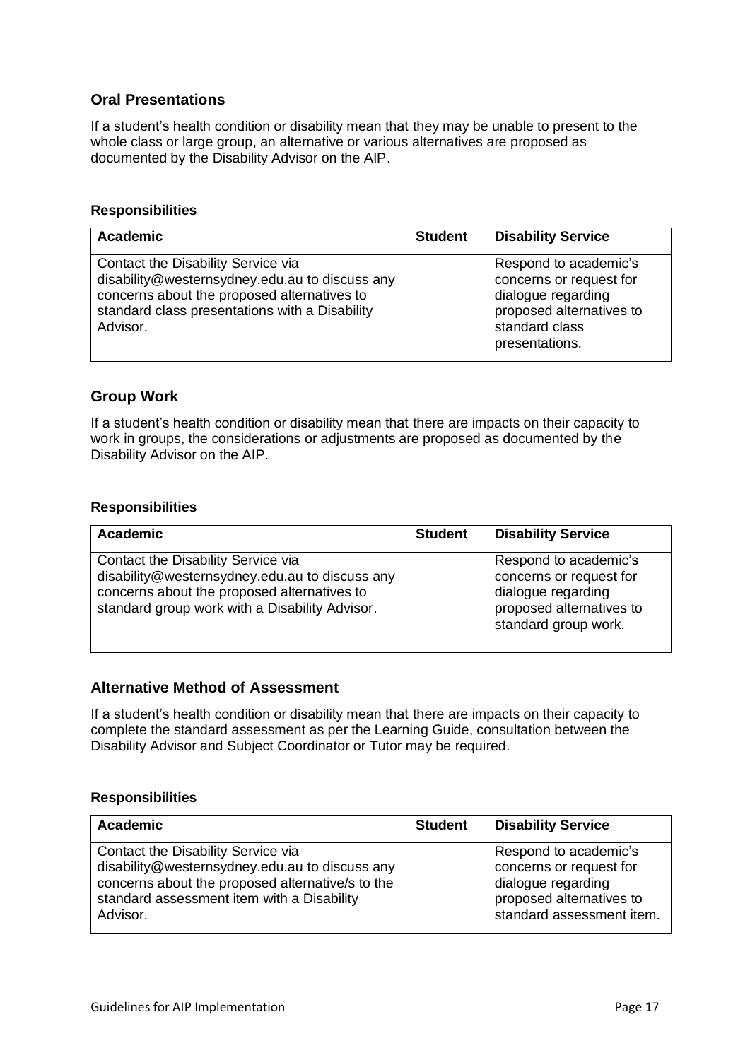## Oral Presentations

If a student's health condition or disability mean that they may be unable to present to the whole class or large group, an alternative or various alternatives are proposed as documented by the Disability Advisor on the AIP.

#### Responsibilities

| Academic | Student | Disability Service |
|---|---|---|
| Contact the Disability Service via disability@westernsydney.edu.au to discuss any concerns about the proposed alternatives to standard class presentations with a Disability Advisor. | | Respond to academic's concerns or request for dialogue regarding proposed alternatives to standard class presentations. |

## Group Work

If a student's health condition or disability mean that there are impacts on their capacity to work in groups, the considerations or adjustments are proposed as documented by the Disability Advisor on the AIP.

#### Responsibilities

| Academic | Student | Disability Service |
|---|---|---|
| Contact the Disability Service via disability@westernsydney.edu.au to discuss any concerns about the proposed alternatives to standard group work with a Disability Advisor. | | Respond to academic's concerns or request for dialogue regarding proposed alternatives to standard group work. |

## Alternative Method of Assessment

If a student's health condition or disability mean that there are impacts on their capacity to complete the standard assessment as per the Learning Guide, consultation between the Disability Advisor and Subject Coordinator or Tutor may be required.

#### Responsibilities

| Academic | Student | Disability Service |
|---|---|---|
| Contact the Disability Service via disability@westernsydney.edu.au to discuss any concerns about the proposed alternative/s to the standard assessment item with a Disability Advisor. | | Respond to academic's concerns or request for dialogue regarding proposed alternatives to standard assessment item. |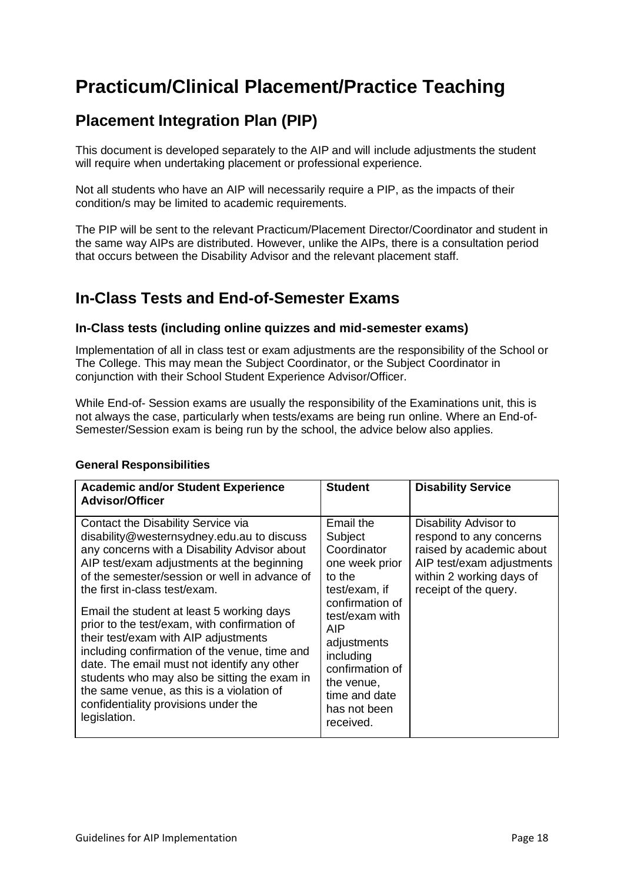# Practicum/Clinical Placement/Practice Teaching

## Placement Integration Plan (PIP)

This document is developed separately to the AIP and will include adjustments the student will require when undertaking placement or professional experience.

Not all students who have an AIP will necessarily require a PIP, as the impacts of their condition/s may be limited to academic requirements.

The PIP will be sent to the relevant Practicum/Placement Director/Coordinator and student in the same way AIPs are distributed. However, unlike the AIPs, there is a consultation period that occurs between the Disability Advisor and the relevant placement staff.

## In-Class Tests and End-of-Semester Exams

### In-Class tests (including online quizzes and mid-semester exams)

Implementation of all in class test or exam adjustments are the responsibility of the School or The College. This may mean the Subject Coordinator, or the Subject Coordinator in conjunction with their School Student Experience Advisor/Officer.

While End-of- Session exams are usually the responsibility of the Examinations unit, this is not always the case, particularly when tests/exams are being run online. Where an End-of-Semester/Session exam is being run by the school, the advice below also applies.

**General Responsibilities**

| Academic and/or Student Experience Advisor/Officer | Student | Disability Service |
|---|---|---|
| Contact the Disability Service via disability@westernsydney.edu.au to discuss any concerns with a Disability Advisor about AIP test/exam adjustments at the beginning of the semester/session or well in advance of the first in-class test/exam.<br><br>Email the student at least 5 working days prior to the test/exam, with confirmation of their test/exam with AIP adjustments including confirmation of the venue, time and date. The email must not identify any other students who may also be sitting the exam in the same venue, as this is a violation of confidentiality provisions under the legislation. | Email the Subject Coordinator one week prior to the test/exam, if confirmation of test/exam with AIP adjustments including confirmation of the venue, time and date has not been received. | Disability Advisor to respond to any concerns raised by academic about AIP test/exam adjustments within 2 working days of receipt of the query. |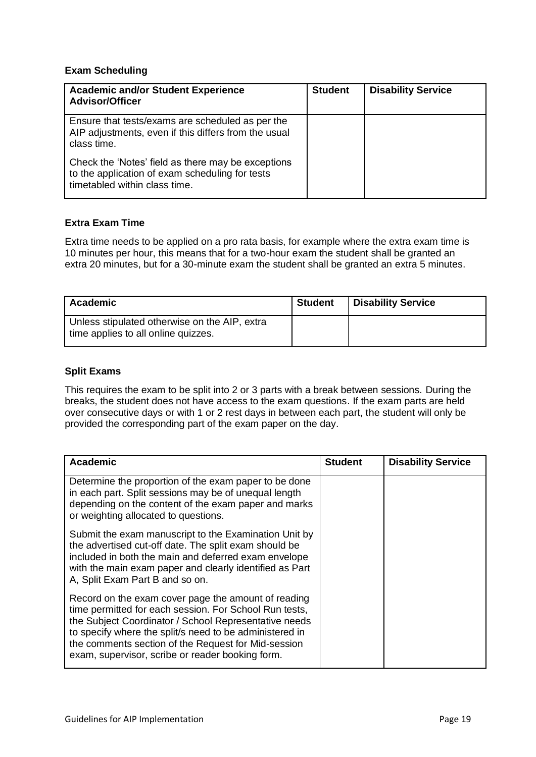**Exam Scheduling**

| Academic and/or Student Experience Advisor/Officer | Student | Disability Service |
|---|---|---|
| Ensure that tests/exams are scheduled as per the AIP adjustments, even if this differs from the usual class time.<br><br>Check the 'Notes' field as there may be exceptions to the application of exam scheduling for tests timetabled within class time. | | |

**Extra Exam Time**

Extra time needs to be applied on a pro rata basis, for example where the extra exam time is 10 minutes per hour, this means that for a two-hour exam the student shall be granted an extra 20 minutes, but for a 30-minute exam the student shall be granted an extra 5 minutes.

| Academic | Student | Disability Service |
|---|---|---|
| Unless stipulated otherwise on the AIP, extra time applies to all online quizzes. | | |

**Split Exams**

This requires the exam to be split into 2 or 3 parts with a break between sessions. During the breaks, the student does not have access to the exam questions. If the exam parts are held over consecutive days or with 1 or 2 rest days in between each part, the student will only be provided the corresponding part of the exam paper on the day.

| Academic | Student | Disability Service |
|---|---|---|
| Determine the proportion of the exam paper to be done in each part. Split sessions may be of unequal length depending on the content of the exam paper and marks or weighting allocated to questions.<br><br>Submit the exam manuscript to the Examination Unit by the advertised cut-off date. The split exam should be included in both the main and deferred exam envelope with the main exam paper and clearly identified as Part A, Split Exam Part B and so on.<br><br>Record on the exam cover page the amount of reading time permitted for each session. For School Run tests, the Subject Coordinator / School Representative needs to specify where the split/s need to be administered in the comments section of the Request for Mid-session exam, supervisor, scribe or reader booking form. | | |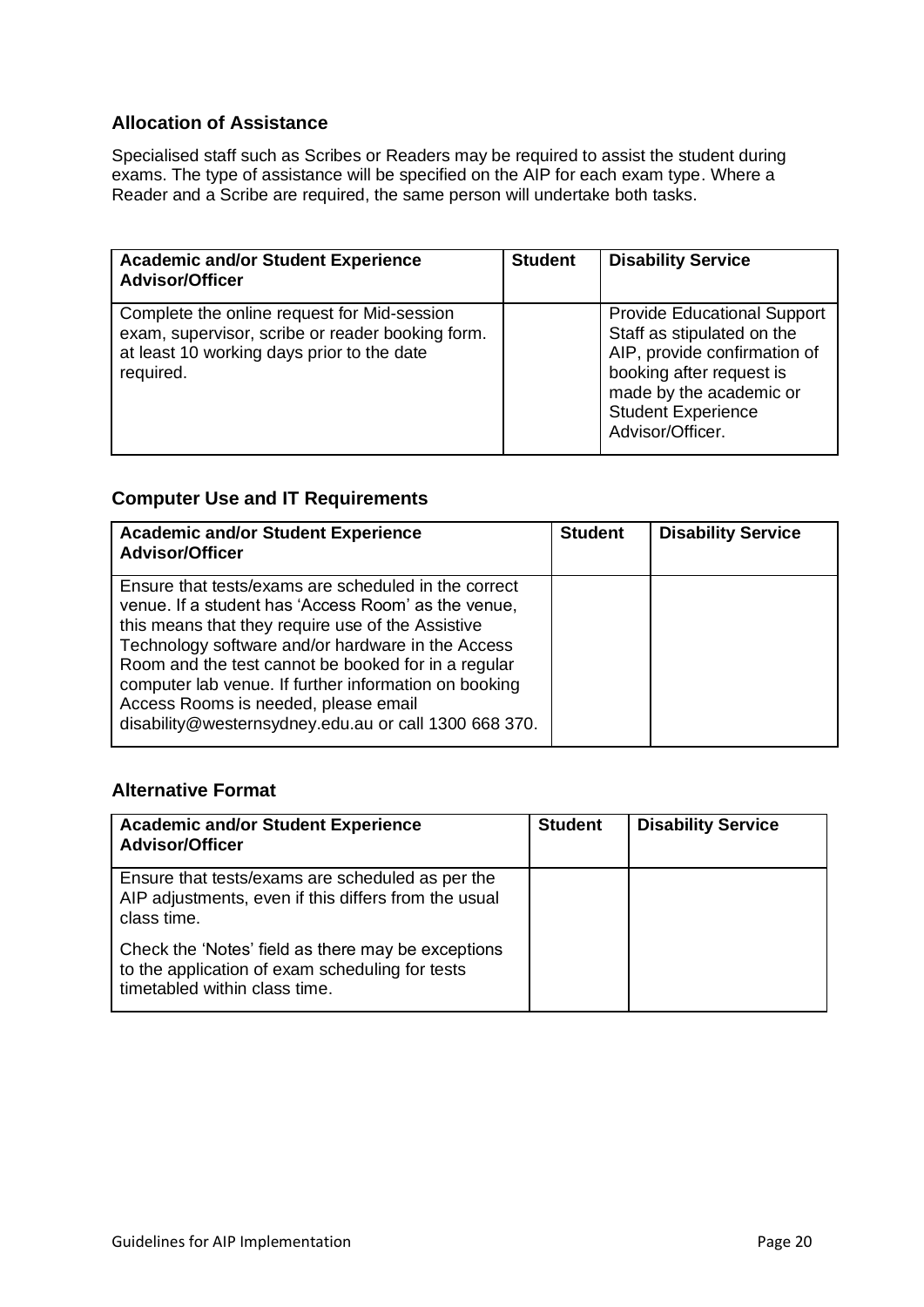### Allocation of Assistance

Specialised staff such as Scribes or Readers may be required to assist the student during exams. The type of assistance will be specified on the AIP for each exam type. Where a Reader and a Scribe are required, the same person will undertake both tasks.

| Academic and/or Student Experience Advisor/Officer | Student | Disability Service |
|---|---|---|
| Complete the online request for Mid-session exam, supervisor, scribe or reader booking form. at least 10 working days prior to the date required. | | Provide Educational Support Staff as stipulated on the AIP, provide confirmation of booking after request is made by the academic or Student Experience Advisor/Officer. |

### Computer Use and IT Requirements

| Academic and/or Student Experience Advisor/Officer | Student | Disability Service |
|---|---|---|
| Ensure that tests/exams are scheduled in the correct venue. If a student has 'Access Room' as the venue, this means that they require use of the Assistive Technology software and/or hardware in the Access Room and the test cannot be booked for in a regular computer lab venue. If further information on booking Access Rooms is needed, please email disability@westernsydney.edu.au or call 1300 668 370. | | |

### Alternative Format

| Academic and/or Student Experience Advisor/Officer | Student | Disability Service |
|---|---|---|
| Ensure that tests/exams are scheduled as per the AIP adjustments, even if this differs from the usual class time.<br><br>Check the 'Notes' field as there may be exceptions to the application of exam scheduling for tests timetabled within class time. | | |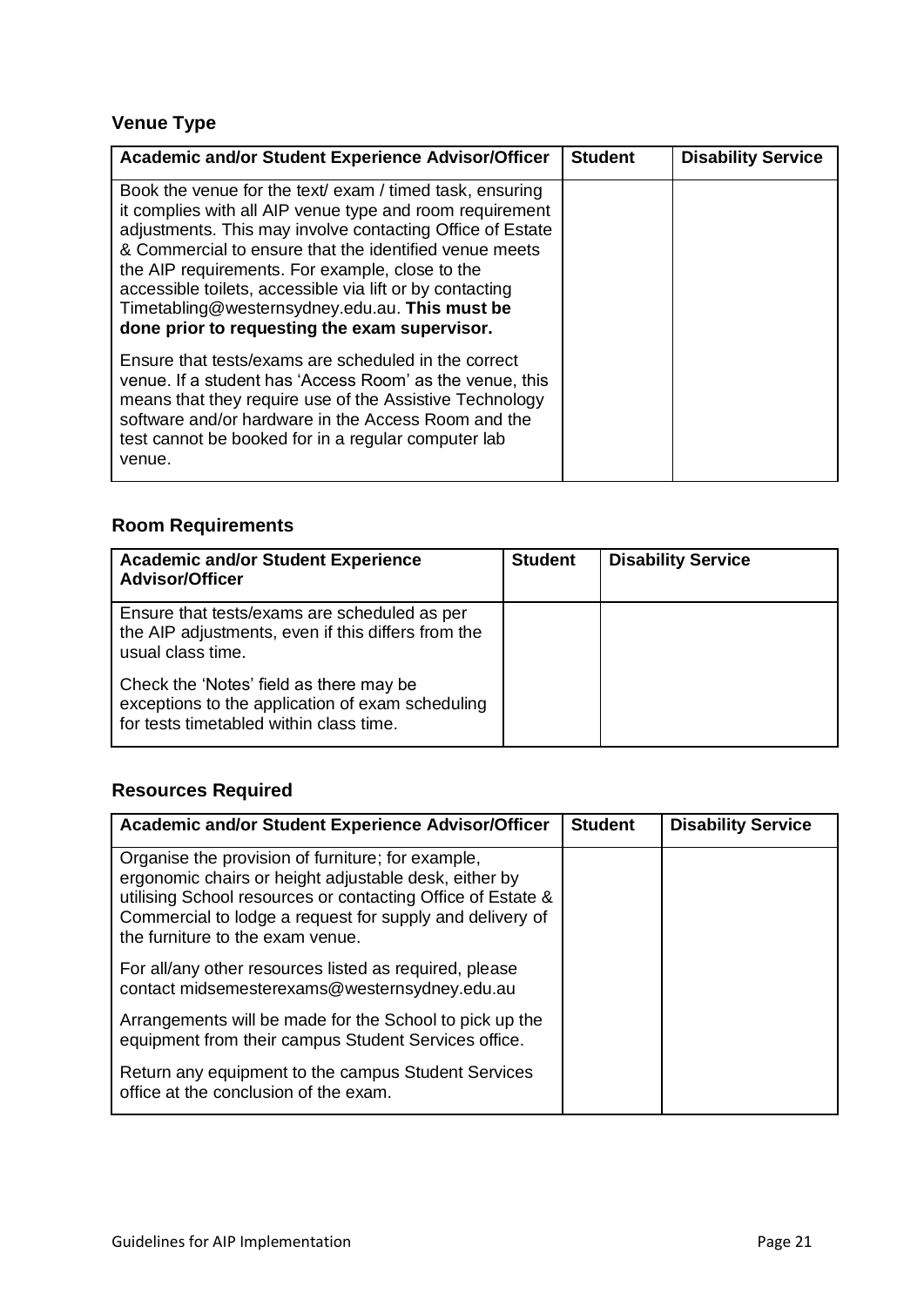## Venue Type

| Academic and/or Student Experience Advisor/Officer | Student | Disability Service |
|---|---|---|
| Book the venue for the text/ exam / timed task, ensuring it complies with all AIP venue type and room requirement adjustments. This may involve contacting Office of Estate & Commercial to ensure that the identified venue meets the AIP requirements. For example, close to the accessible toilets, accessible via lift or by contacting Timetabling@westernsydney.edu.au. **This must be done prior to requesting the exam supervisor.**<br><br>Ensure that tests/exams are scheduled in the correct venue. If a student has 'Access Room' as the venue, this means that they require use of the Assistive Technology software and/or hardware in the Access Room and the test cannot be booked for in a regular computer lab venue. | | |

## Room Requirements

| Academic and/or Student Experience Advisor/Officer | Student | Disability Service |
|---|---|---|
| Ensure that tests/exams are scheduled as per the AIP adjustments, even if this differs from the usual class time.<br><br>Check the 'Notes' field as there may be exceptions to the application of exam scheduling for tests timetabled within class time. | | |

## Resources Required

| Academic and/or Student Experience Advisor/Officer | Student | Disability Service |
|---|---|---|
| Organise the provision of furniture; for example, ergonomic chairs or height adjustable desk, either by utilising School resources or contacting Office of Estate & Commercial to lodge a request for supply and delivery of the furniture to the exam venue.<br><br>For all/any other resources listed as required, please contact midsemesterexams@westernsydney.edu.au<br><br>Arrangements will be made for the School to pick up the equipment from their campus Student Services office.<br><br>Return any equipment to the campus Student Services office at the conclusion of the exam. | | |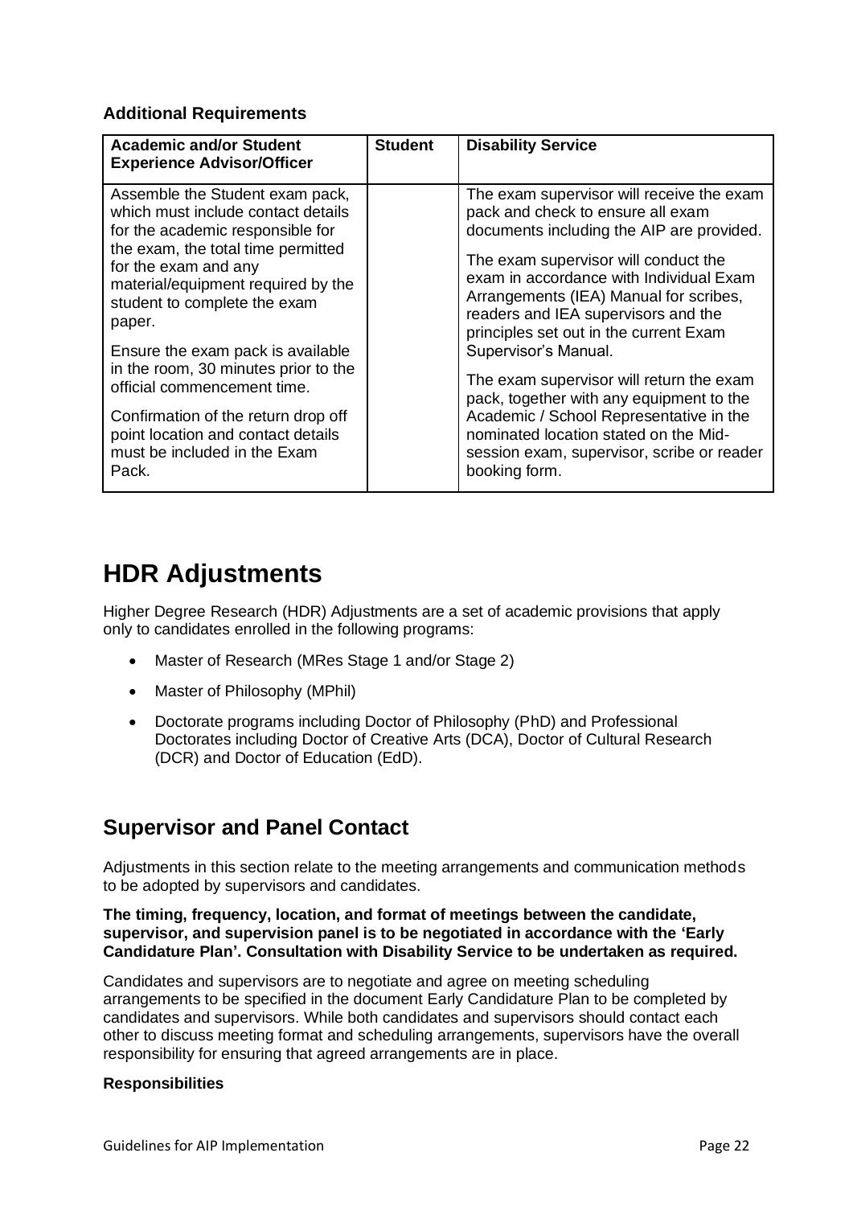**Additional Requirements**

| Academic and/or Student Experience Advisor/Officer | Student | Disability Service |
|---|---|---|
| Assemble the Student exam pack, which must include contact details for the academic responsible for the exam, the total time permitted for the exam and any material/equipment required by the student to complete the exam paper.<br><br>Ensure the exam pack is available in the room, 30 minutes prior to the official commencement time.<br><br>Confirmation of the return drop off point location and contact details must be included in the Exam Pack. | | The exam supervisor will receive the exam pack and check to ensure all exam documents including the AIP are provided.<br><br>The exam supervisor will conduct the exam in accordance with Individual Exam Arrangements (IEA) Manual for scribes, readers and IEA supervisors and the principles set out in the current Exam Supervisor's Manual.<br><br>The exam supervisor will return the exam pack, together with any equipment to the Academic / School Representative in the nominated location stated on the Mid-session exam, supervisor, scribe or reader booking form. |

# HDR Adjustments

Higher Degree Research (HDR) Adjustments are a set of academic provisions that apply only to candidates enrolled in the following programs:

- Master of Research (MRes Stage 1 and/or Stage 2)
- Master of Philosophy (MPhil)
- Doctorate programs including Doctor of Philosophy (PhD) and Professional Doctorates including Doctor of Creative Arts (DCA), Doctor of Cultural Research (DCR) and Doctor of Education (EdD).

## Supervisor and Panel Contact

Adjustments in this section relate to the meeting arrangements and communication methods to be adopted by supervisors and candidates.

**The timing, frequency, location, and format of meetings between the candidate, supervisor, and supervision panel is to be negotiated in accordance with the 'Early Candidature Plan'. Consultation with Disability Service to be undertaken as required.**

Candidates and supervisors are to negotiate and agree on meeting scheduling arrangements to be specified in the document Early Candidature Plan to be completed by candidates and supervisors. While both candidates and supervisors should contact each other to discuss meeting format and scheduling arrangements, supervisors have the overall responsibility for ensuring that agreed arrangements are in place.

**Responsibilities**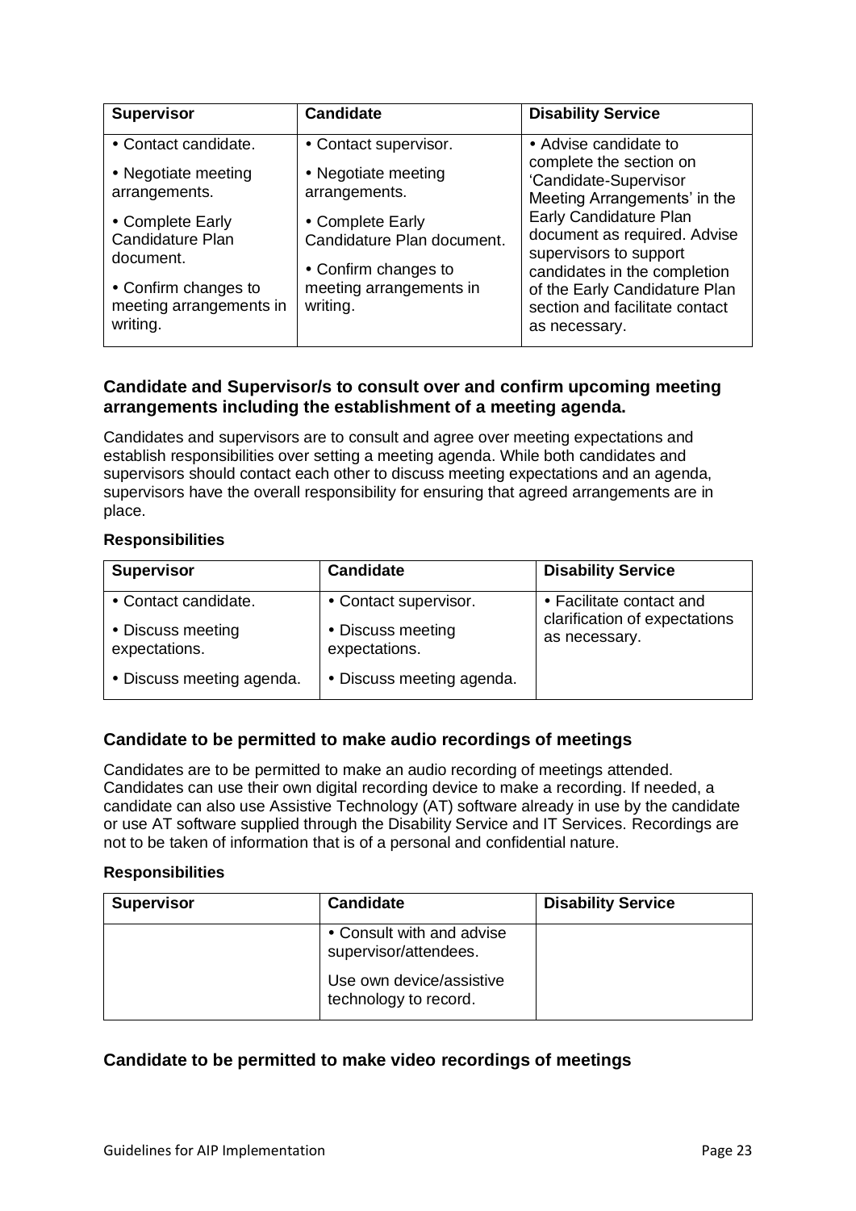| Supervisor | Candidate | Disability Service |
|---|---|---|
| • Contact candidate.<br>• Negotiate meeting arrangements.<br>• Complete Early Candidature Plan document.<br>• Confirm changes to meeting arrangements in writing. | • Contact supervisor.<br>• Negotiate meeting arrangements.<br>• Complete Early Candidature Plan document.<br>• Confirm changes to meeting arrangements in writing. | • Advise candidate to complete the section on 'Candidate-Supervisor Meeting Arrangements' in the Early Candidature Plan document as required. Advise supervisors to support candidates in the completion of the Early Candidature Plan section and facilitate contact as necessary. |

### Candidate and Supervisor/s to consult over and confirm upcoming meeting arrangements including the establishment of a meeting agenda.

Candidates and supervisors are to consult and agree over meeting expectations and establish responsibilities over setting a meeting agenda. While both candidates and supervisors should contact each other to discuss meeting expectations and an agenda, supervisors have the overall responsibility for ensuring that agreed arrangements are in place.

**Responsibilities**

| Supervisor | Candidate | Disability Service |
|---|---|---|
| • Contact candidate.<br>• Discuss meeting expectations.<br>• Discuss meeting agenda. | • Contact supervisor.<br>• Discuss meeting expectations.<br>• Discuss meeting agenda. | • Facilitate contact and clarification of expectations as necessary. |

### Candidate to be permitted to make audio recordings of meetings

Candidates are to be permitted to make an audio recording of meetings attended. Candidates can use their own digital recording device to make a recording. If needed, a candidate can also use Assistive Technology (AT) software already in use by the candidate or use AT software supplied through the Disability Service and IT Services. Recordings are not to be taken of information that is of a personal and confidential nature.

**Responsibilities**

| Supervisor | Candidate | Disability Service |
|---|---|---|
| | • Consult with and advise supervisor/attendees.<br>Use own device/assistive technology to record. | |

### Candidate to be permitted to make video recordings of meetings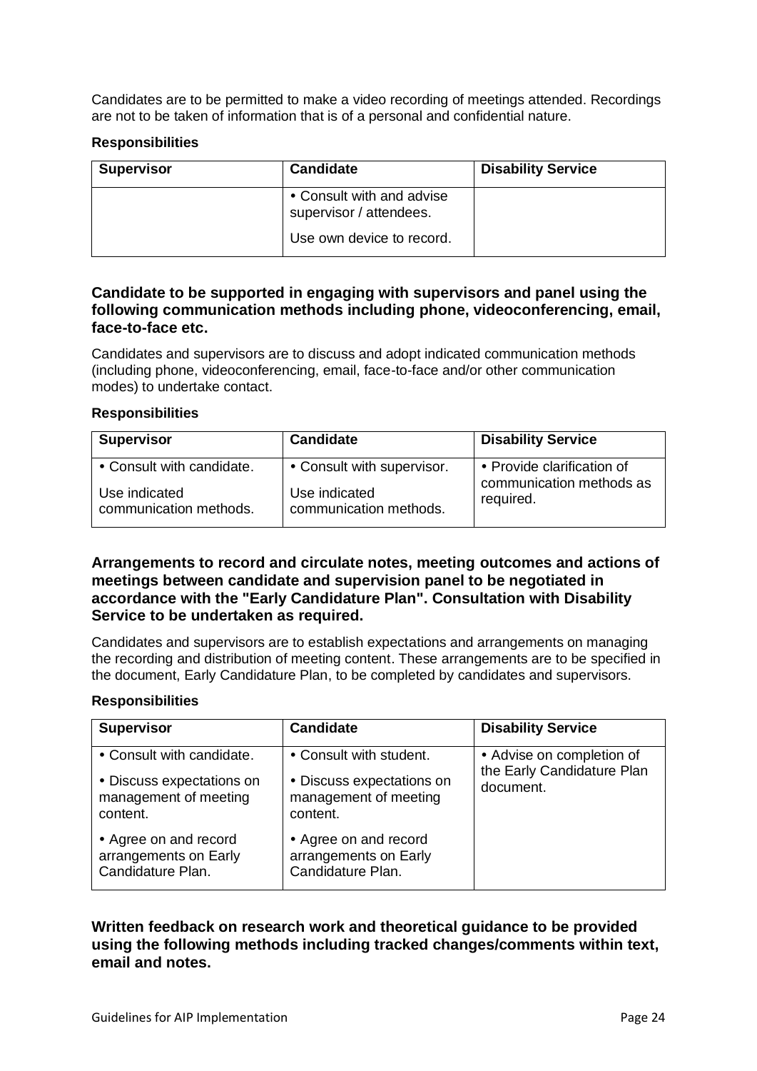Candidates are to be permitted to make a video recording of meetings attended. Recordings are not to be taken of information that is of a personal and confidential nature.

**Responsibilities**

| Supervisor | Candidate | Disability Service |
| --- | --- | --- |
| | • Consult with and advise supervisor / attendees.<br>Use own device to record. | |

### Candidate to be supported in engaging with supervisors and panel using the following communication methods including phone, videoconferencing, email, face-to-face etc.

Candidates and supervisors are to discuss and adopt indicated communication methods (including phone, videoconferencing, email, face-to-face and/or other communication modes) to undertake contact.

**Responsibilities**

| Supervisor | Candidate | Disability Service |
| --- | --- | --- |
| • Consult with candidate.<br>Use indicated communication methods. | • Consult with supervisor.<br>Use indicated communication methods. | • Provide clarification of communication methods as required. |

### Arrangements to record and circulate notes, meeting outcomes and actions of meetings between candidate and supervision panel to be negotiated in accordance with the "Early Candidature Plan". Consultation with Disability Service to be undertaken as required.

Candidates and supervisors are to establish expectations and arrangements on managing the recording and distribution of meeting content. These arrangements are to be specified in the document, Early Candidature Plan, to be completed by candidates and supervisors.

**Responsibilities**

| Supervisor | Candidate | Disability Service |
| --- | --- | --- |
| • Consult with candidate.<br>• Discuss expectations on management of meeting content.<br>• Agree on and record arrangements on Early Candidature Plan. | • Consult with student.<br>• Discuss expectations on management of meeting content.<br>• Agree on and record arrangements on Early Candidature Plan. | • Advise on completion of the Early Candidature Plan document. |

### Written feedback on research work and theoretical guidance to be provided using the following methods including tracked changes/comments within text, email and notes.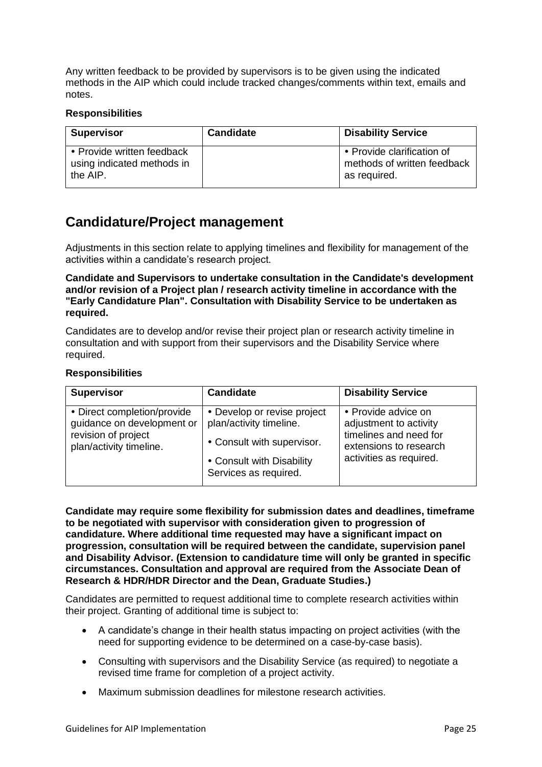Any written feedback to be provided by supervisors is to be given using the indicated methods in the AIP which could include tracked changes/comments within text, emails and notes.

**Responsibilities**

| Supervisor | Candidate | Disability Service |
|---|---|---|
| • Provide written feedback using indicated methods in the AIP. | | • Provide clarification of methods of written feedback as required. |

## Candidature/Project management

Adjustments in this section relate to applying timelines and flexibility for management of the activities within a candidate's research project.

**Candidate and Supervisors to undertake consultation in the Candidate's development and/or revision of a Project plan / research activity timeline in accordance with the "Early Candidature Plan". Consultation with Disability Service to be undertaken as required.**

Candidates are to develop and/or revise their project plan or research activity timeline in consultation and with support from their supervisors and the Disability Service where required.

**Responsibilities**

| Supervisor | Candidate | Disability Service |
|---|---|---|
| • Direct completion/provide guidance on development or revision of project plan/activity timeline. | • Develop or revise project plan/activity timeline.<br>• Consult with supervisor.<br>• Consult with Disability Services as required. | • Provide advice on adjustment to activity timelines and need for extensions to research activities as required. |

**Candidate may require some flexibility for submission dates and deadlines, timeframe to be negotiated with supervisor with consideration given to progression of candidature. Where additional time requested may have a significant impact on progression, consultation will be required between the candidate, supervision panel and Disability Advisor. (Extension to candidature time will only be granted in specific circumstances. Consultation and approval are required from the Associate Dean of Research & HDR/HDR Director and the Dean, Graduate Studies.)**

Candidates are permitted to request additional time to complete research activities within their project. Granting of additional time is subject to:

- A candidate's change in their health status impacting on project activities (with the need for supporting evidence to be determined on a case-by-case basis).
- Consulting with supervisors and the Disability Service (as required) to negotiate a revised time frame for completion of a project activity.
- Maximum submission deadlines for milestone research activities.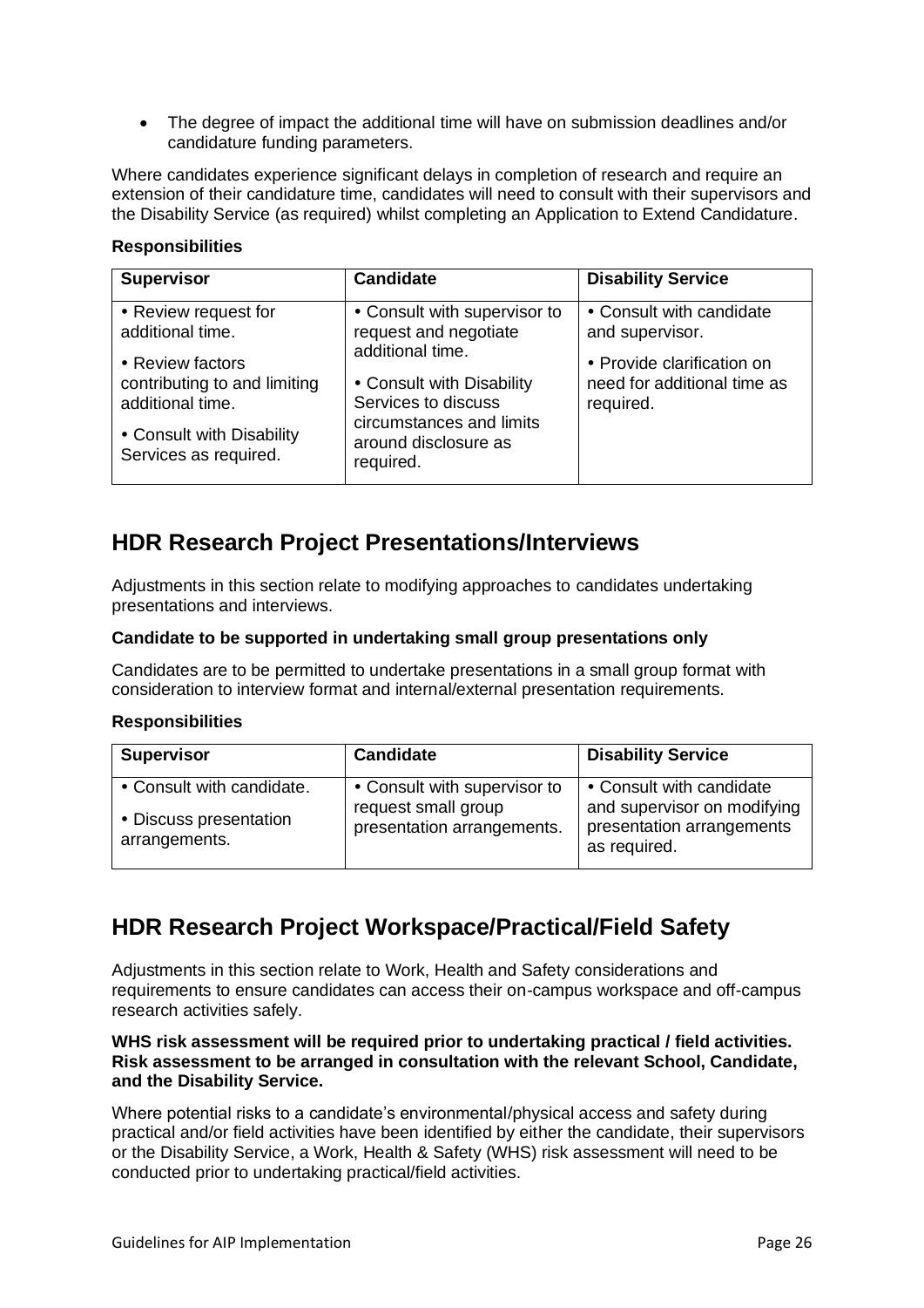- The degree of impact the additional time will have on submission deadlines and/or candidature funding parameters.

Where candidates experience significant delays in completion of research and require an extension of their candidature time, candidates will need to consult with their supervisors and the Disability Service (as required) whilst completing an Application to Extend Candidature.

**Responsibilities**

| Supervisor | Candidate | Disability Service |
|---|---|---|
| • Review request for additional time.<br>• Review factors contributing to and limiting additional time.<br>• Consult with Disability Services as required. | • Consult with supervisor to request and negotiate additional time.<br>• Consult with Disability Services to discuss circumstances and limits around disclosure as required. | • Consult with candidate and supervisor.<br>• Provide clarification on need for additional time as required. |

## HDR Research Project Presentations/Interviews

Adjustments in this section relate to modifying approaches to candidates undertaking presentations and interviews.

**Candidate to be supported in undertaking small group presentations only**

Candidates are to be permitted to undertake presentations in a small group format with consideration to interview format and internal/external presentation requirements.

**Responsibilities**

| Supervisor | Candidate | Disability Service |
|---|---|---|
| • Consult with candidate.<br>• Discuss presentation arrangements. | • Consult with supervisor to request small group presentation arrangements. | • Consult with candidate and supervisor on modifying presentation arrangements as required. |

## HDR Research Project Workspace/Practical/Field Safety

Adjustments in this section relate to Work, Health and Safety considerations and requirements to ensure candidates can access their on-campus workspace and off-campus research activities safely.

**WHS risk assessment will be required prior to undertaking practical / field activities. Risk assessment to be arranged in consultation with the relevant School, Candidate, and the Disability Service.**

Where potential risks to a candidate's environmental/physical access and safety during practical and/or field activities have been identified by either the candidate, their supervisors or the Disability Service, a Work, Health & Safety (WHS) risk assessment will need to be conducted prior to undertaking practical/field activities.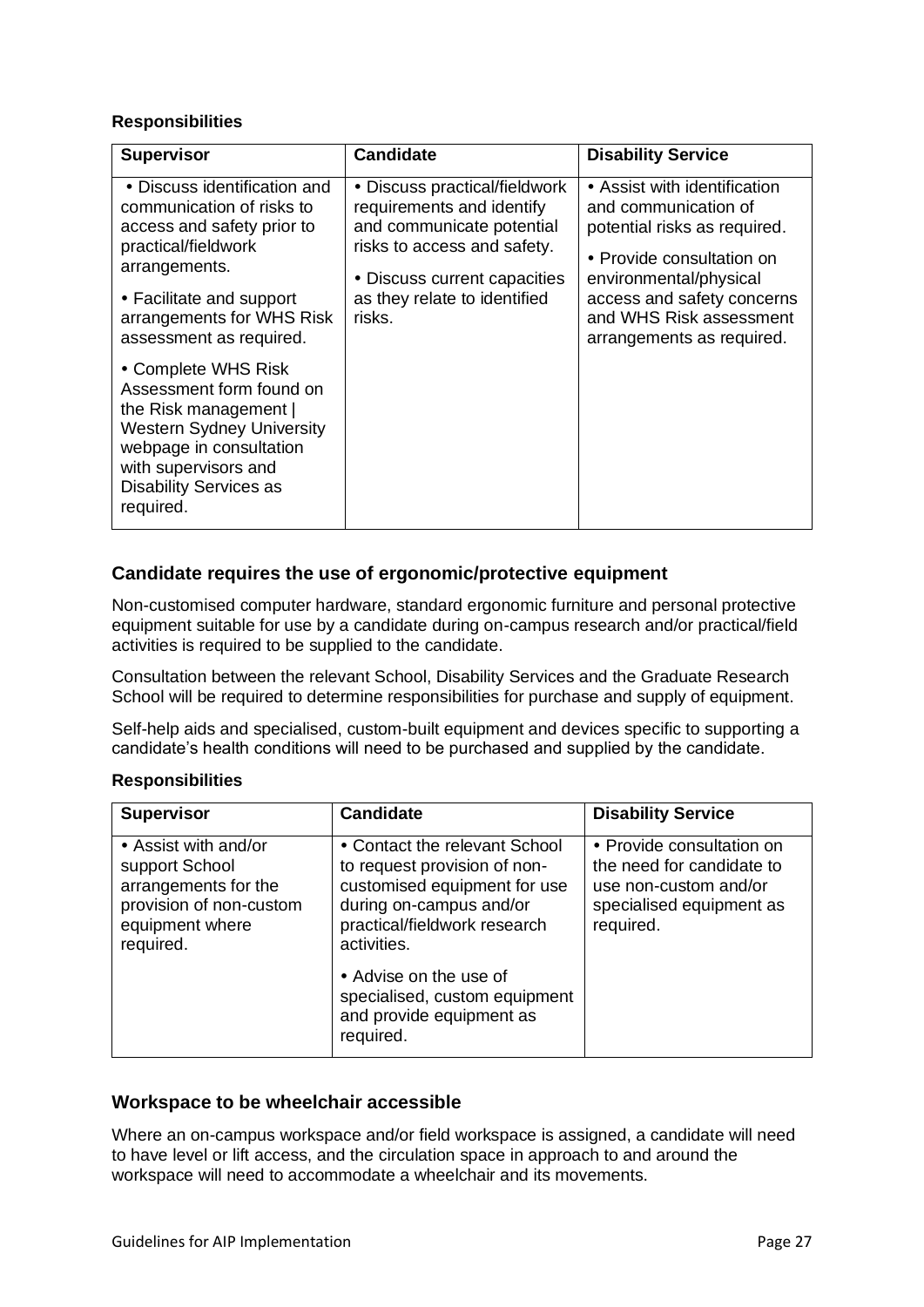**Responsibilities**

| Supervisor | Candidate | Disability Service |
|---|---|---|
| • Discuss identification and communication of risks to access and safety prior to practical/fieldwork arrangements.<br><br>• Facilitate and support arrangements for WHS Risk assessment as required.<br><br>• Complete WHS Risk Assessment form found on the Risk management \| Western Sydney University webpage in consultation with supervisors and Disability Services as required. | • Discuss practical/fieldwork requirements and identify and communicate potential risks to access and safety.<br><br>• Discuss current capacities as they relate to identified risks. | • Assist with identification and communication of potential risks as required.<br><br>• Provide consultation on environmental/physical access and safety concerns and WHS Risk assessment arrangements as required. |

### Candidate requires the use of ergonomic/protective equipment

Non-customised computer hardware, standard ergonomic furniture and personal protective equipment suitable for use by a candidate during on-campus research and/or practical/field activities is required to be supplied to the candidate.

Consultation between the relevant School, Disability Services and the Graduate Research School will be required to determine responsibilities for purchase and supply of equipment.

Self-help aids and specialised, custom-built equipment and devices specific to supporting a candidate's health conditions will need to be purchased and supplied by the candidate.

**Responsibilities**

| Supervisor | Candidate | Disability Service |
|---|---|---|
| • Assist with and/or support School arrangements for the provision of non-custom equipment where required. | • Contact the relevant School to request provision of non-customised equipment for use during on-campus and/or practical/fieldwork research activities.<br><br>• Advise on the use of specialised, custom equipment and provide equipment as required. | • Provide consultation on the need for candidate to use non-custom and/or specialised equipment as required. |

### Workspace to be wheelchair accessible

Where an on-campus workspace and/or field workspace is assigned, a candidate will need to have level or lift access, and the circulation space in approach to and around the workspace will need to accommodate a wheelchair and its movements.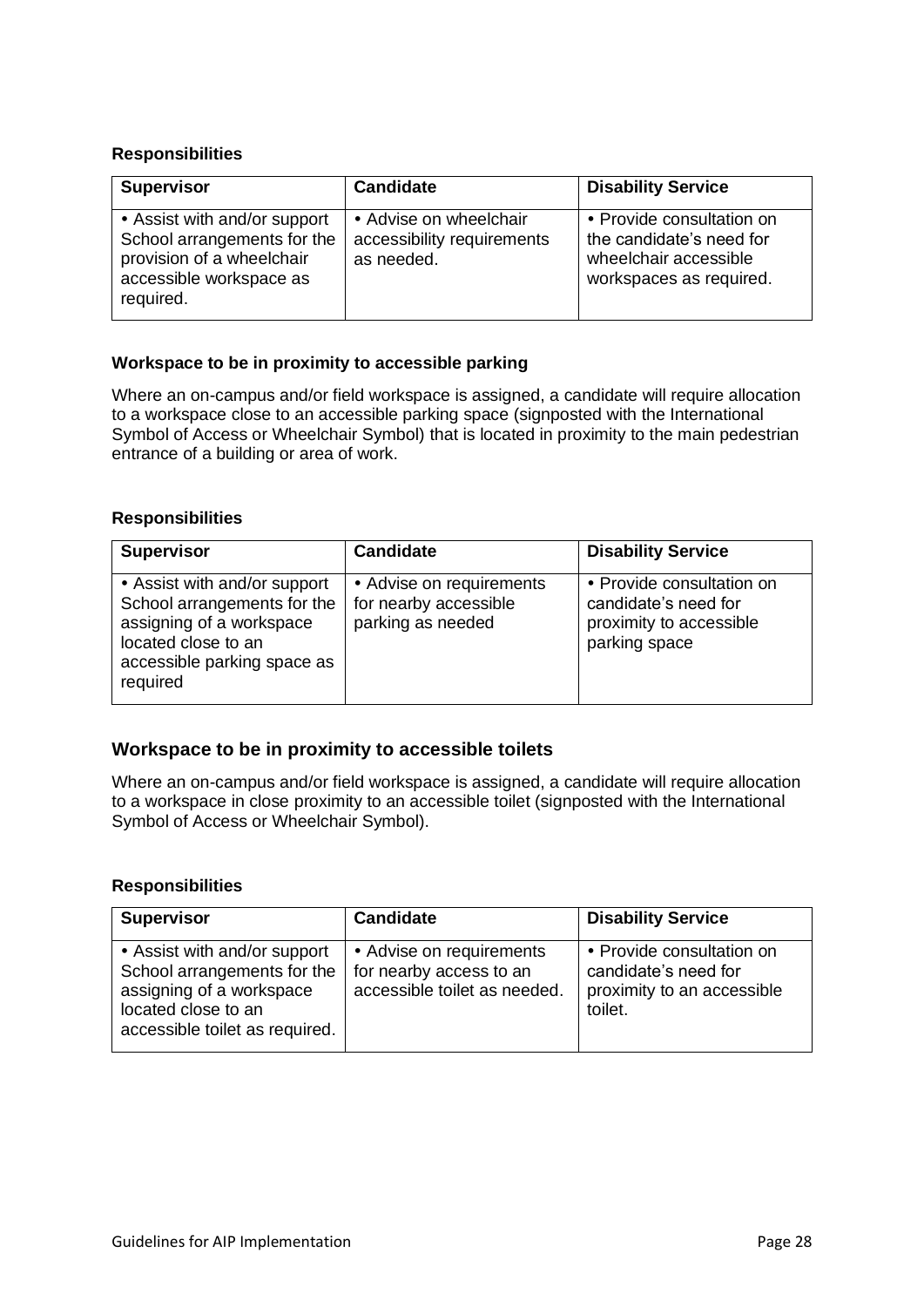**Responsibilities**

| Supervisor | Candidate | Disability Service |
|---|---|---|
| • Assist with and/or support School arrangements for the provision of a wheelchair accessible workspace as required. | • Advise on wheelchair accessibility requirements as needed. | • Provide consultation on the candidate's need for wheelchair accessible workspaces as required. |

**Workspace to be in proximity to accessible parking**

Where an on-campus and/or field workspace is assigned, a candidate will require allocation to a workspace close to an accessible parking space (signposted with the International Symbol of Access or Wheelchair Symbol) that is located in proximity to the main pedestrian entrance of a building or area of work.

**Responsibilities**

| Supervisor | Candidate | Disability Service |
|---|---|---|
| • Assist with and/or support School arrangements for the assigning of a workspace located close to an accessible parking space as required | • Advise on requirements for nearby accessible parking as needed | • Provide consultation on candidate's need for proximity to accessible parking space |

## Workspace to be in proximity to accessible toilets

Where an on-campus and/or field workspace is assigned, a candidate will require allocation to a workspace in close proximity to an accessible toilet (signposted with the International Symbol of Access or Wheelchair Symbol).

**Responsibilities**

| Supervisor | Candidate | Disability Service |
|---|---|---|
| • Assist with and/or support School arrangements for the assigning of a workspace located close to an accessible toilet as required. | • Advise on requirements for nearby access to an accessible toilet as needed. | • Provide consultation on candidate's need for proximity to an accessible toilet. |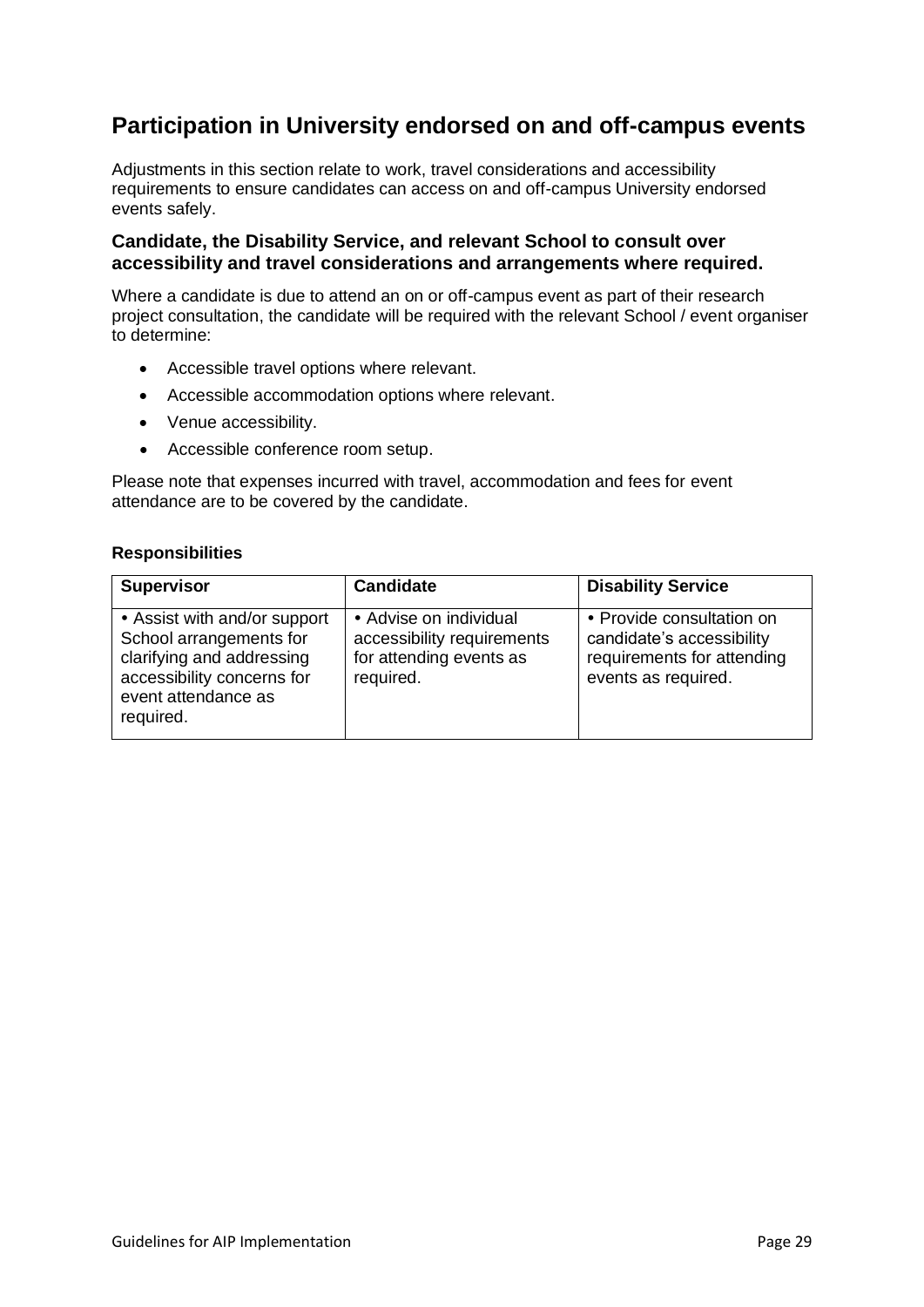## Participation in University endorsed on and off-campus events

Adjustments in this section relate to work, travel considerations and accessibility requirements to ensure candidates can access on and off-campus University endorsed events safely.

### Candidate, the Disability Service, and relevant School to consult over accessibility and travel considerations and arrangements where required.

Where a candidate is due to attend an on or off-campus event as part of their research project consultation, the candidate will be required with the relevant School / event organiser to determine:

- Accessible travel options where relevant.
- Accessible accommodation options where relevant.
- Venue accessibility.
- Accessible conference room setup.

Please note that expenses incurred with travel, accommodation and fees for event attendance are to be covered by the candidate.

**Responsibilities**

| Supervisor | Candidate | Disability Service |
|---|---|---|
| • Assist with and/or support School arrangements for clarifying and addressing accessibility concerns for event attendance as required. | • Advise on individual accessibility requirements for attending events as required. | • Provide consultation on candidate's accessibility requirements for attending events as required. |